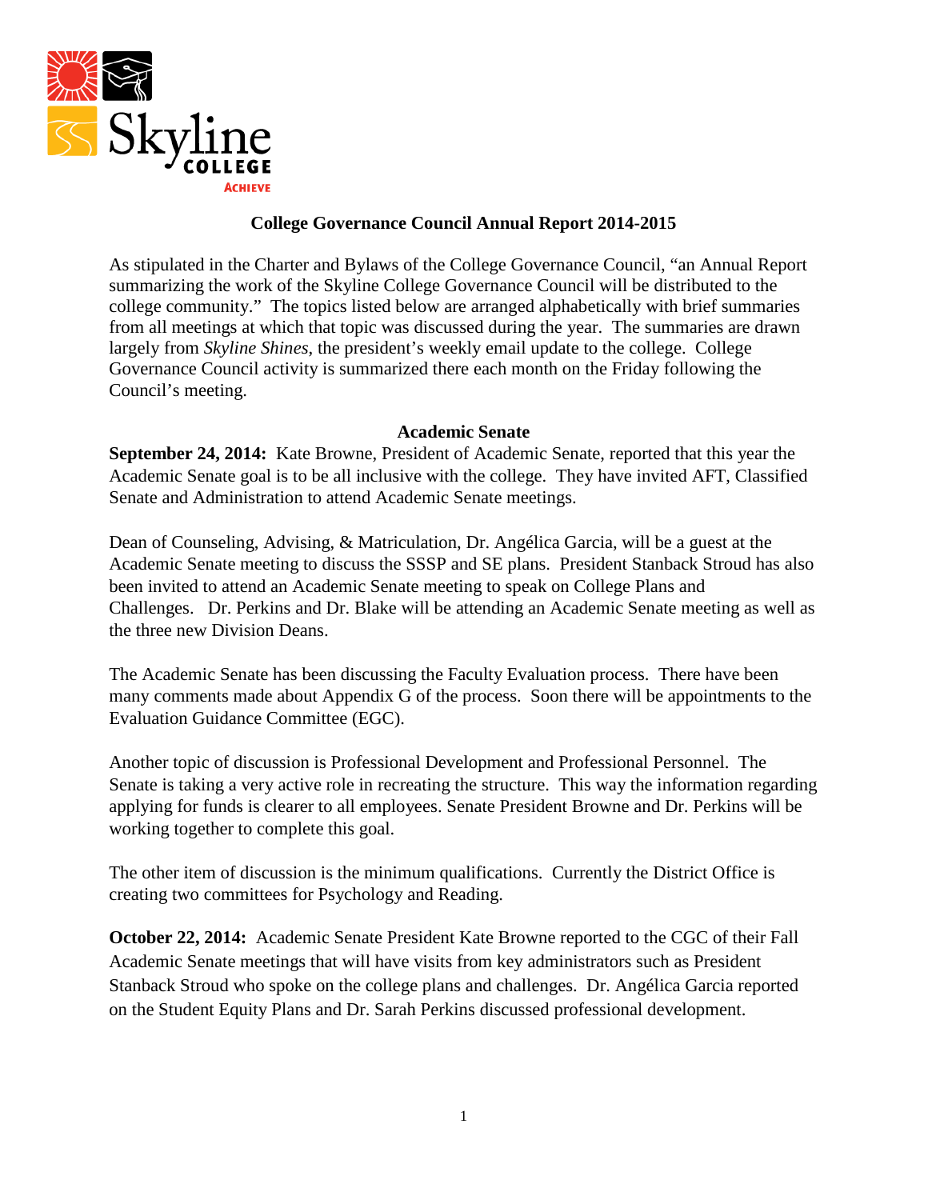# College Governance Council Annual Report 2014-2015

As stipulated in the Charter and Bylaws of the College Governance Council, "an Annual Report summarizing the work of the Skyline College Governance Council will be distributed to the college community." The topics listed below are arranged alphabetically with brief summaries from all meetings at which that topic was discussed during the year. The summaries are drawn largely from *Skyline Shines*, the president's weekly email update to the college. College Governance Council activity is summarized there each month on the Friday following the Council's meeting.

## Academic Senate

**September 24, 2014:** Kate Browne, President of Academic Senate, reported that this year the Academic Senate goal is to be all inclusive with the college. They have invited AFT, Classified Senate and Administration to attend Academic Senate meetings.

Dean of Counseling, Advising, & Matriculation, Dr. Angélica Garcia, will be a guest at the Academic Senate meeting to discuss the SSSP and SE plans. President Stanback Stroud has also been invited to attend an Academic Senate meeting to speak on College Plans and Challenges. Dr. Perkins and Dr. Blake will be attending an Academic Senate meeting as well as the three new Division Deans.

The Academic Senate has been discussing the Faculty Evaluation process. There have been many comments made about Appendix G of the process. Soon there will be appointments to the Evaluation Guidance Committee (EGC).

Another topic of discussion is Professional Development and Professional Personnel. The Senate is taking a very active role in recreating the structure. This way the information regarding applying for funds is clearer to all employees. Senate President Browne and Dr. Perkins will be working together to complete this goal.

The other item of discussion is the minimum qualifications. Currently the District Office is creating two committees for Psychology and Reading.

**October 22, 2014:** Academic Senate President Kate Browne reported to the CGC of their Fall Academic Senate meetings that will have visits from key administrators such as President Stanback Stroud who spoke on the college plans and challenges. Dr. Angélica Garcia reported on the Student Equity Plans and Dr. Sarah Perkins discussed professional development.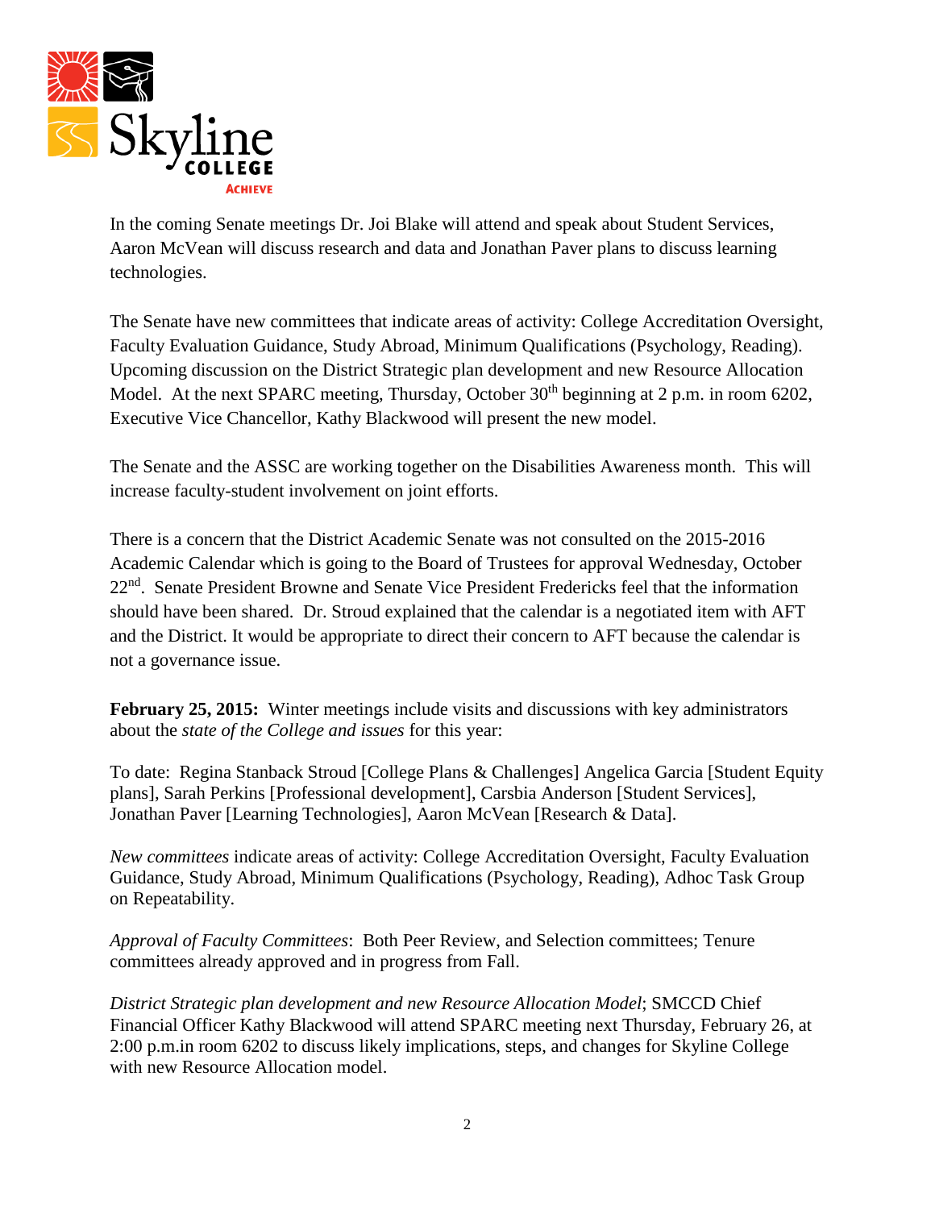In the coming Senate meetings Dr. Joi Blake will attend and speak about Student Services, Aaron McVean will discuss research and data and Jonathan Paver plans to discuss learning technologies.

The Senate have new committees that indicate areas of activity: College Accreditation Oversight, Faculty Evaluation Guidance, Study Abroad, Minimum Qualifications (Psychology, Reading). Upcoming discussion on the District Strategic plan development and new Resource Allocation Model. At the next SPARC meeting, Thursday, October 30th beginning at 2 p.m. in room 6202, Executive Vice Chancellor, Kathy Blackwood will present the new model.

The Senate and the ASSC are working together on the Disabilities Awareness month. This will increase faculty-student involvement on joint efforts.

There is a concern that the District Academic Senate was not consulted on the 2015-2016 Academic Calendar which is going to the Board of Trustees for approval Wednesday, October 22nd. Senate President Browne and Senate Vice President Fredericks feel that the information should have been shared. Dr. Stroud explained that the calendar is a negotiated item with AFT and the District. It would be appropriate to direct their concern to AFT because the calendar is not a governance issue.

**February 25, 2015:** Winter meetings include visits and discussions with key administrators about the *state of the College and issues* for this year:

To date: Regina Stanback Stroud [College Plans & Challenges] Angelica Garcia [Student Equity plans], Sarah Perkins [Professional development], Carsbia Anderson [Student Services], Jonathan Paver [Learning Technologies], Aaron McVean [Research & Data].

*New committees* indicate areas of activity: College Accreditation Oversight, Faculty Evaluation Guidance, Study Abroad, Minimum Qualifications (Psychology, Reading), Adhoc Task Group on Repeatability.

*Approval of Faculty Committees*: Both Peer Review, and Selection committees; Tenure committees already approved and in progress from Fall.

*District Strategic plan development and new Resource Allocation Model*; SMCCD Chief Financial Officer Kathy Blackwood will attend SPARC meeting next Thursday, February 26, at 2:00 p.m.in room 6202 to discuss likely implications, steps, and changes for Skyline College with new Resource Allocation model.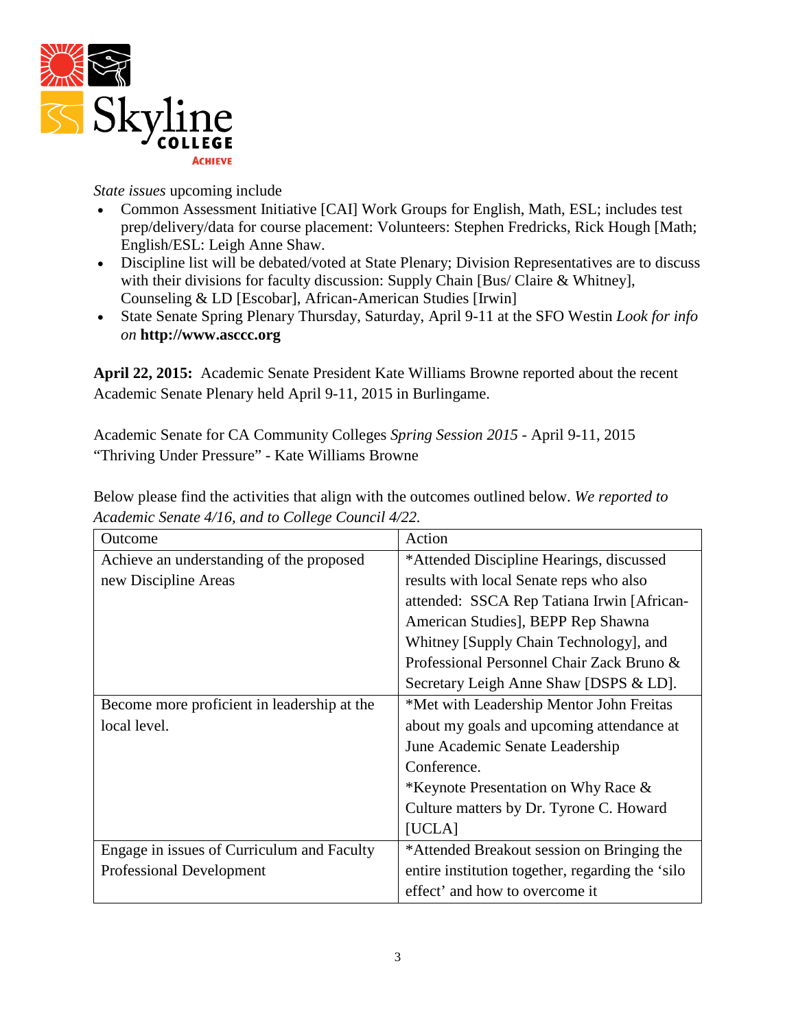*State issues* upcoming include

- Common Assessment Initiative [CAI] Work Groups for English, Math, ESL; includes test prep/delivery/data for course placement: Volunteers: Stephen Fredricks, Rick Hough [Math; English/ESL: Leigh Anne Shaw.
- Discipline list will be debated/voted at State Plenary; Division Representatives are to discuss with their divisions for faculty discussion: Supply Chain [Bus/ Claire & Whitney], Counseling & LD [Escobar], African-American Studies [Irwin]
- State Senate Spring Plenary Thursday, Saturday, April 9-11 at the SFO Westin *Look for info on* **http://www.asccc.org**

**April 22, 2015:** Academic Senate President Kate Williams Browne reported about the recent Academic Senate Plenary held April 9-11, 2015 in Burlingame.

Academic Senate for CA Community Colleges *Spring Session 2015* - April 9-11, 2015
"Thriving Under Pressure" - Kate Williams Browne

Below please find the activities that align with the outcomes outlined below. *We reported to Academic Senate 4/16, and to College Council 4/22.*

| Outcome | Action |
| --- | --- |
| Achieve an understanding of the proposed new Discipline Areas | *Attended Discipline Hearings, discussed results with local Senate reps who also attended: SSCA Rep Tatiana Irwin [African-American Studies], BEPP Rep Shawna Whitney [Supply Chain Technology], and Professional Personnel Chair Zack Bruno & Secretary Leigh Anne Shaw [DSPS & LD]. |
| Become more proficient in leadership at the local level. | *Met with Leadership Mentor John Freitas about my goals and upcoming attendance at June Academic Senate Leadership Conference.<br>*Keynote Presentation on Why Race & Culture matters by Dr. Tyrone C. Howard [UCLA] |
| Engage in issues of Curriculum and Faculty Professional Development | *Attended Breakout session on Bringing the entire institution together, regarding the 'silo effect' and how to overcome it |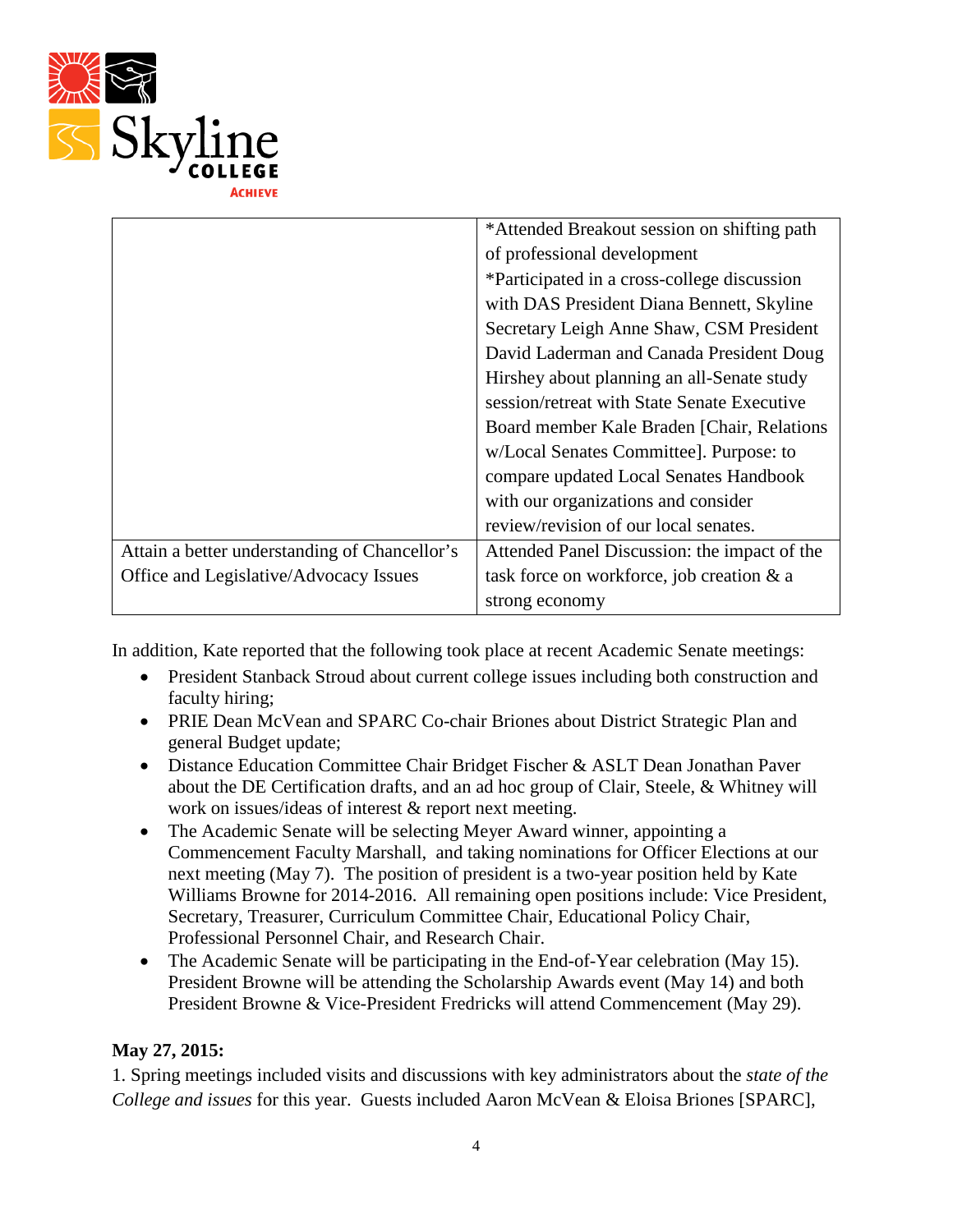| | |
|---|---|
| | *Attended Breakout session on shifting path of professional development<br>*Participated in a cross-college discussion with DAS President Diana Bennett, Skyline Secretary Leigh Anne Shaw, CSM President David Laderman and Canada President Doug Hirshey about planning an all-Senate study session/retreat with State Senate Executive Board member Kale Braden [Chair, Relations w/Local Senates Committee]. Purpose: to compare updated Local Senates Handbook with our organizations and consider review/revision of our local senates. |
| Attain a better understanding of Chancellor's Office and Legislative/Advocacy Issues | Attended Panel Discussion: the impact of the task force on workforce, job creation & a strong economy |

In addition, Kate reported that the following took place at recent Academic Senate meetings:

- President Stanback Stroud about current college issues including both construction and faculty hiring;
- PRIE Dean McVean and SPARC Co-chair Briones about District Strategic Plan and general Budget update;
- Distance Education Committee Chair Bridget Fischer & ASLT Dean Jonathan Paver about the DE Certification drafts, and an ad hoc group of Clair, Steele, & Whitney will work on issues/ideas of interest & report next meeting.
- The Academic Senate will be selecting Meyer Award winner, appointing a Commencement Faculty Marshall, and taking nominations for Officer Elections at our next meeting (May 7). The position of president is a two-year position held by Kate Williams Browne for 2014-2016. All remaining open positions include: Vice President, Secretary, Treasurer, Curriculum Committee Chair, Educational Policy Chair, Professional Personnel Chair, and Research Chair.
- The Academic Senate will be participating in the End-of-Year celebration (May 15). President Browne will be attending the Scholarship Awards event (May 14) and both President Browne & Vice-President Fredricks will attend Commencement (May 29).

**May 27, 2015:**

1. Spring meetings included visits and discussions with key administrators about the *state of the College and issues* for this year. Guests included Aaron McVean & Eloisa Briones [SPARC],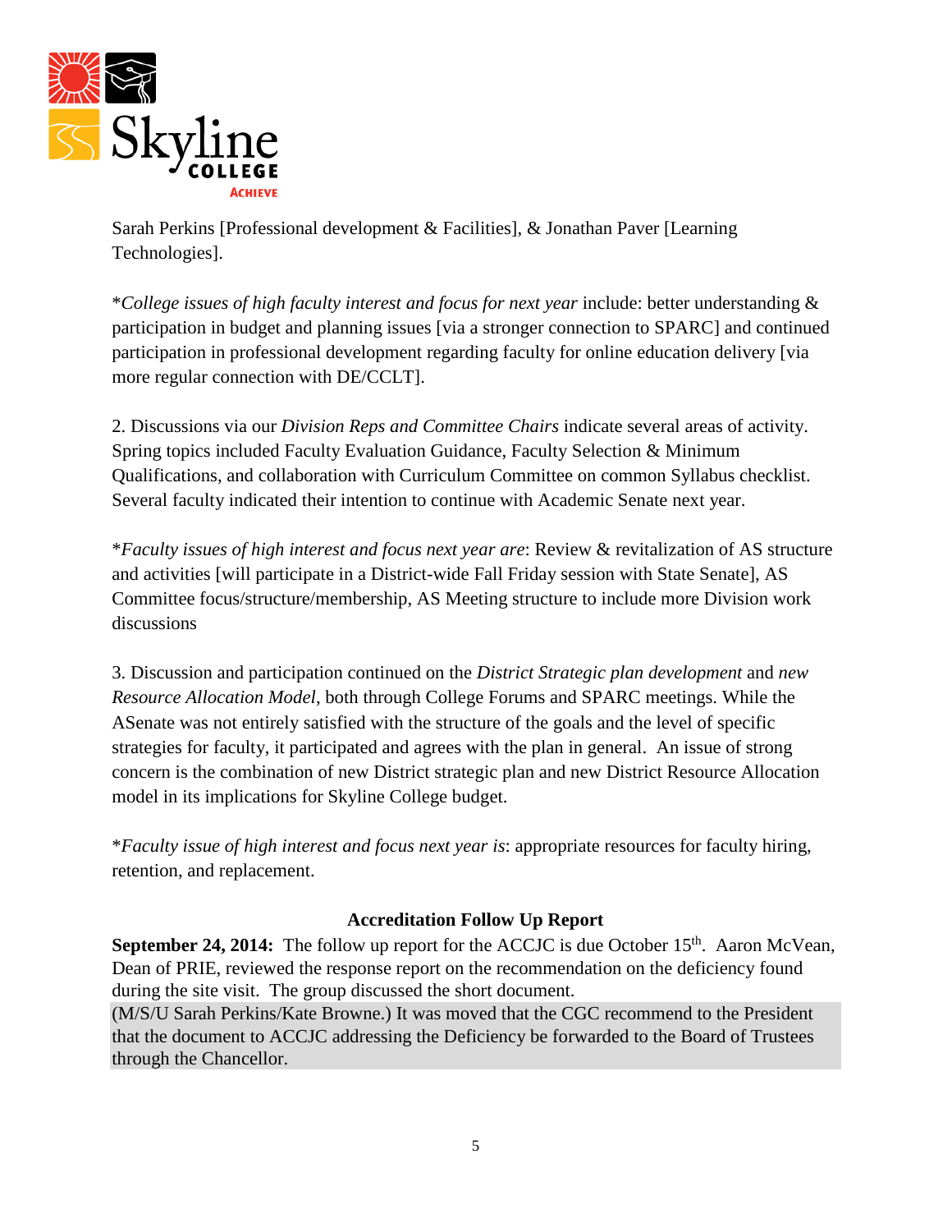Sarah Perkins [Professional development & Facilities], & Jonathan Paver [Learning Technologies].

*\*College issues of high faculty interest and focus for next year* include: better understanding & participation in budget and planning issues [via a stronger connection to SPARC] and continued participation in professional development regarding faculty for online education delivery [via more regular connection with DE/CCLT].

2. Discussions via our *Division Reps and Committee Chairs* indicate several areas of activity. Spring topics included Faculty Evaluation Guidance, Faculty Selection & Minimum Qualifications, and collaboration with Curriculum Committee on common Syllabus checklist. Several faculty indicated their intention to continue with Academic Senate next year.

*\*Faculty issues of high interest and focus next year are*: Review & revitalization of AS structure and activities [will participate in a District-wide Fall Friday session with State Senate], AS Committee focus/structure/membership, AS Meeting structure to include more Division work discussions

3. Discussion and participation continued on the *District Strategic plan development* and *new Resource Allocation Model*, both through College Forums and SPARC meetings. While the ASenate was not entirely satisfied with the structure of the goals and the level of specific strategies for faculty, it participated and agrees with the plan in general. An issue of strong concern is the combination of new District strategic plan and new District Resource Allocation model in its implications for Skyline College budget.

*\*Faculty issue of high interest and focus next year is*: appropriate resources for faculty hiring, retention, and replacement.

### Accreditation Follow Up Report

**September 24, 2014:** The follow up report for the ACCJC is due October 15th. Aaron McVean, Dean of PRIE, reviewed the response report on the recommendation on the deficiency found during the site visit. The group discussed the short document.

(M/S/U Sarah Perkins/Kate Browne.) It was moved that the CGC recommend to the President that the document to ACCJC addressing the Deficiency be forwarded to the Board of Trustees through the Chancellor.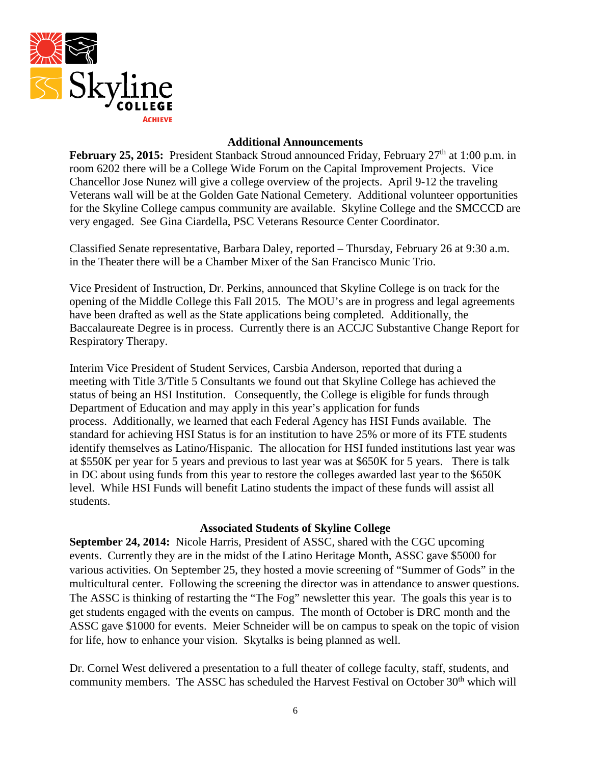### Additional Announcements

**February 25, 2015:** President Stanback Stroud announced Friday, February 27th at 1:00 p.m. in room 6202 there will be a College Wide Forum on the Capital Improvement Projects. Vice Chancellor Jose Nunez will give a college overview of the projects. April 9-12 the traveling Veterans wall will be at the Golden Gate National Cemetery. Additional volunteer opportunities for the Skyline College campus community are available. Skyline College and the SMCCCD are very engaged. See Gina Ciardella, PSC Veterans Resource Center Coordinator.

Classified Senate representative, Barbara Daley, reported – Thursday, February 26 at 9:30 a.m. in the Theater there will be a Chamber Mixer of the San Francisco Munic Trio.

Vice President of Instruction, Dr. Perkins, announced that Skyline College is on track for the opening of the Middle College this Fall 2015. The MOU's are in progress and legal agreements have been drafted as well as the State applications being completed. Additionally, the Baccalaureate Degree is in process. Currently there is an ACCJC Substantive Change Report for Respiratory Therapy.

Interim Vice President of Student Services, Carsbia Anderson, reported that during a meeting with Title 3/Title 5 Consultants we found out that Skyline College has achieved the status of being an HSI Institution. Consequently, the College is eligible for funds through Department of Education and may apply in this year's application for funds process. Additionally, we learned that each Federal Agency has HSI Funds available. The standard for achieving HSI Status is for an institution to have 25% or more of its FTE students identify themselves as Latino/Hispanic. The allocation for HSI funded institutions last year was at $550K per year for 5 years and previous to last year was at $650K for 5 years. There is talk in DC about using funds from this year to restore the colleges awarded last year to the $650K level. While HSI Funds will benefit Latino students the impact of these funds will assist all students.

### Associated Students of Skyline College

**September 24, 2014:** Nicole Harris, President of ASSC, shared with the CGC upcoming events. Currently they are in the midst of the Latino Heritage Month, ASSC gave $5000 for various activities. On September 25, they hosted a movie screening of "Summer of Gods" in the multicultural center. Following the screening the director was in attendance to answer questions. The ASSC is thinking of restarting the "The Fog" newsletter this year. The goals this year is to get students engaged with the events on campus. The month of October is DRC month and the ASSC gave $1000 for events. Meier Schneider will be on campus to speak on the topic of vision for life, how to enhance your vision. Skytalks is being planned as well.

Dr. Cornel West delivered a presentation to a full theater of college faculty, staff, students, and community members. The ASSC has scheduled the Harvest Festival on October 30th which will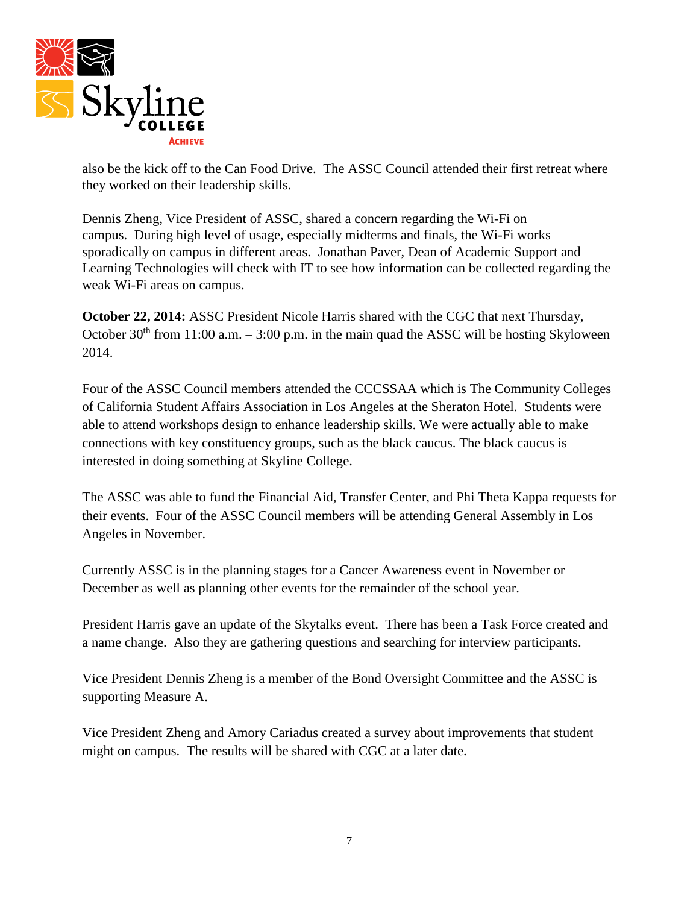also be the kick off to the Can Food Drive. The ASSC Council attended their first retreat where they worked on their leadership skills.

Dennis Zheng, Vice President of ASSC, shared a concern regarding the Wi-Fi on campus. During high level of usage, especially midterms and finals, the Wi-Fi works sporadically on campus in different areas. Jonathan Paver, Dean of Academic Support and Learning Technologies will check with IT to see how information can be collected regarding the weak Wi-Fi areas on campus.

**October 22, 2014:** ASSC President Nicole Harris shared with the CGC that next Thursday, October 30th from 11:00 a.m. – 3:00 p.m. in the main quad the ASSC will be hosting Skyloween 2014.

Four of the ASSC Council members attended the CCCSSAA which is The Community Colleges of California Student Affairs Association in Los Angeles at the Sheraton Hotel. Students were able to attend workshops design to enhance leadership skills. We were actually able to make connections with key constituency groups, such as the black caucus. The black caucus is interested in doing something at Skyline College.

The ASSC was able to fund the Financial Aid, Transfer Center, and Phi Theta Kappa requests for their events. Four of the ASSC Council members will be attending General Assembly in Los Angeles in November.

Currently ASSC is in the planning stages for a Cancer Awareness event in November or December as well as planning other events for the remainder of the school year.

President Harris gave an update of the Skytalks event. There has been a Task Force created and a name change. Also they are gathering questions and searching for interview participants.

Vice President Dennis Zheng is a member of the Bond Oversight Committee and the ASSC is supporting Measure A.

Vice President Zheng and Amory Cariadus created a survey about improvements that student might on campus. The results will be shared with CGC at a later date.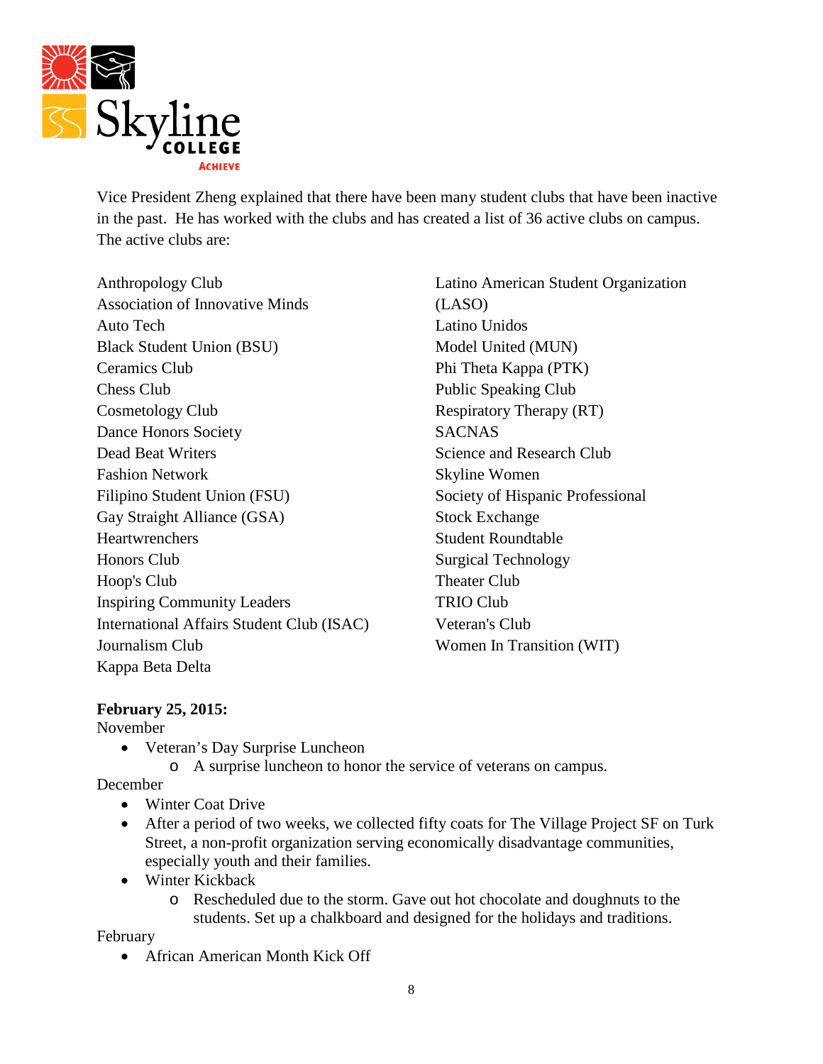Vice President Zheng explained that there have been many student clubs that have been inactive in the past. He has worked with the clubs and has created a list of 36 active clubs on campus. The active clubs are:

Anthropology Club
Association of Innovative Minds
Auto Tech
Black Student Union (BSU)
Ceramics Club
Chess Club
Cosmetology Club
Dance Honors Society
Dead Beat Writers
Fashion Network
Filipino Student Union (FSU)
Gay Straight Alliance (GSA)
Heartwrenchers
Honors Club
Hoop's Club
Inspiring Community Leaders
International Affairs Student Club (ISAC)
Journalism Club
Kappa Beta Delta
Latino American Student Organization (LASO)
Latino Unidos
Model United (MUN)
Phi Theta Kappa (PTK)
Public Speaking Club
Respiratory Therapy (RT)
SACNAS
Science and Research Club
Skyline Women
Society of Hispanic Professional
Stock Exchange
Student Roundtable
Surgical Technology
Theater Club
TRIO Club
Veteran's Club
Women In Transition (WIT)

**February 25, 2015:**

November

- Veteran's Day Surprise Luncheon
  - A surprise luncheon to honor the service of veterans on campus.

December

- Winter Coat Drive
- After a period of two weeks, we collected fifty coats for The Village Project SF on Turk Street, a non-profit organization serving economically disadvantage communities, especially youth and their families.
- Winter Kickback
  - Rescheduled due to the storm. Gave out hot chocolate and doughnuts to the students. Set up a chalkboard and designed for the holidays and traditions.

February

- African American Month Kick Off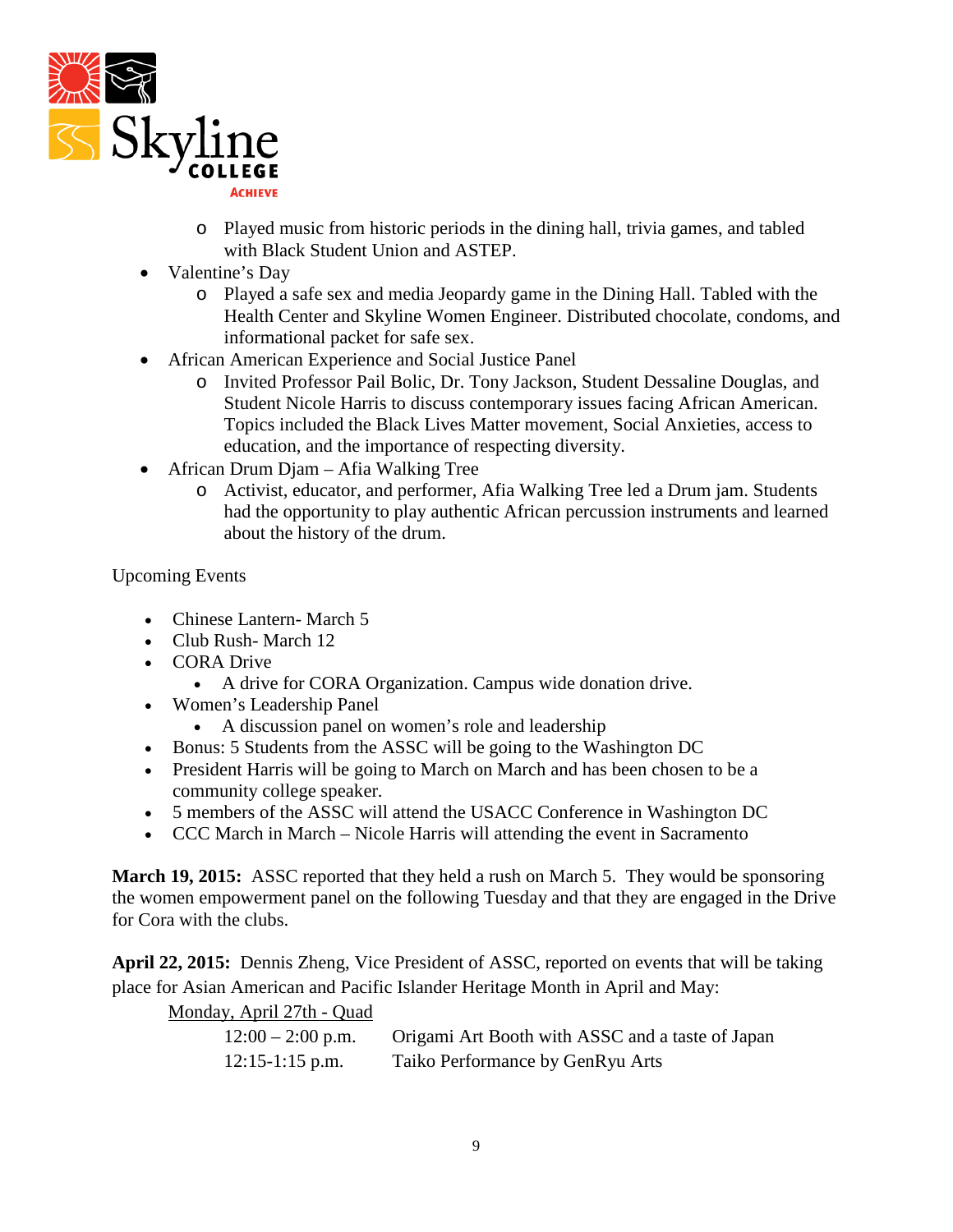- Played music from historic periods in the dining hall, trivia games, and tabled with Black Student Union and ASTEP.
- Valentine's Day
    - Played a safe sex and media Jeopardy game in the Dining Hall. Tabled with the Health Center and Skyline Women Engineer. Distributed chocolate, condoms, and informational packet for safe sex.
- African American Experience and Social Justice Panel
    - Invited Professor Pail Bolic, Dr. Tony Jackson, Student Dessaline Douglas, and Student Nicole Harris to discuss contemporary issues facing African American. Topics included the Black Lives Matter movement, Social Anxieties, access to education, and the importance of respecting diversity.
- African Drum Djam – Afia Walking Tree
    - Activist, educator, and performer, Afia Walking Tree led a Drum jam. Students had the opportunity to play authentic African percussion instruments and learned about the history of the drum.

Upcoming Events

- Chinese Lantern- March 5
- Club Rush- March 12
- CORA Drive
    - A drive for CORA Organization. Campus wide donation drive.
- Women's Leadership Panel
    - A discussion panel on women's role and leadership
- Bonus: 5 Students from the ASSC will be going to the Washington DC
- President Harris will be going to March on March and has been chosen to be a community college speaker.
- 5 members of the ASSC will attend the USACC Conference in Washington DC
- CCC March in March – Nicole Harris will attending the event in Sacramento

**March 19, 2015:** ASSC reported that they held a rush on March 5. They would be sponsoring the women empowerment panel on the following Tuesday and that they are engaged in the Drive for Cora with the clubs.

**April 22, 2015:** Dennis Zheng, Vice President of ASSC, reported on events that will be taking place for Asian American and Pacific Islander Heritage Month in April and May:

<u>Monday, April 27th - Quad</u>

| | |
|---|---|
| 12:00 – 2:00 p.m. | Origami Art Booth with ASSC and a taste of Japan |
| 12:15-1:15 p.m. | Taiko Performance by GenRyu Arts |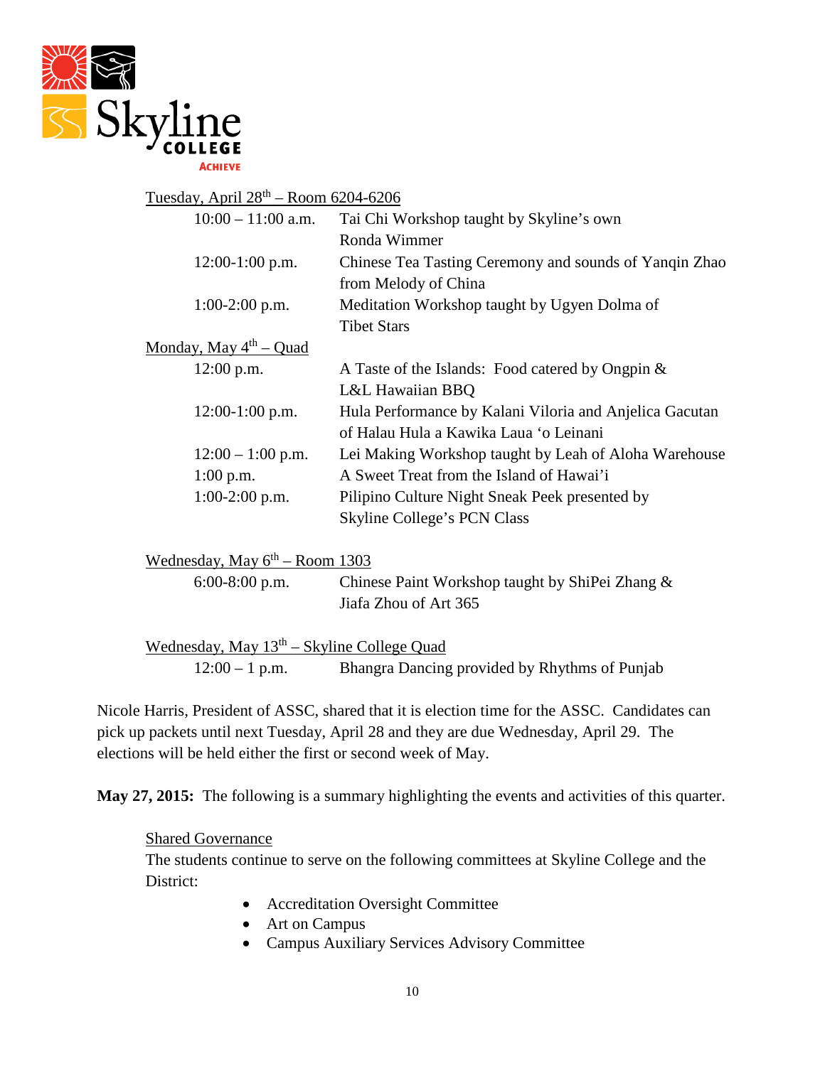Tuesday, April 28th – Room 6204-6206

| | |
|---|---|
| 10:00 – 11:00 a.m. | Tai Chi Workshop taught by Skyline's own Ronda Wimmer |
| 12:00-1:00 p.m. | Chinese Tea Tasting Ceremony and sounds of Yanqin Zhao from Melody of China |
| 1:00-2:00 p.m. | Meditation Workshop taught by Ugyen Dolma of Tibet Stars |

Monday, May 4th – Quad

| | |
|---|---|
| 12:00 p.m. | A Taste of the Islands: Food catered by Ongpin & L&L Hawaiian BBQ |
| 12:00-1:00 p.m. | Hula Performance by Kalani Viloria and Anjelica Gacutan of Halau Hula a Kawika Laua 'o Leinani |
| 12:00 – 1:00 p.m. | Lei Making Workshop taught by Leah of Aloha Warehouse |
| 1:00 p.m. | A Sweet Treat from the Island of Hawai'i |
| 1:00-2:00 p.m. | Pilipino Culture Night Sneak Peek presented by Skyline College's PCN Class |

Wednesday, May 6th – Room 1303

| | |
|---|---|
| 6:00-8:00 p.m. | Chinese Paint Workshop taught by ShiPei Zhang & Jiafa Zhou of Art 365 |

Wednesday, May 13th – Skyline College Quad

| | |
|---|---|
| 12:00 – 1 p.m. | Bhangra Dancing provided by Rhythms of Punjab |

Nicole Harris, President of ASSC, shared that it is election time for the ASSC. Candidates can pick up packets until next Tuesday, April 28 and they are due Wednesday, April 29. The elections will be held either the first or second week of May.

**May 27, 2015:** The following is a summary highlighting the events and activities of this quarter.

Shared Governance

The students continue to serve on the following committees at Skyline College and the District:

- Accreditation Oversight Committee
- Art on Campus
- Campus Auxiliary Services Advisory Committee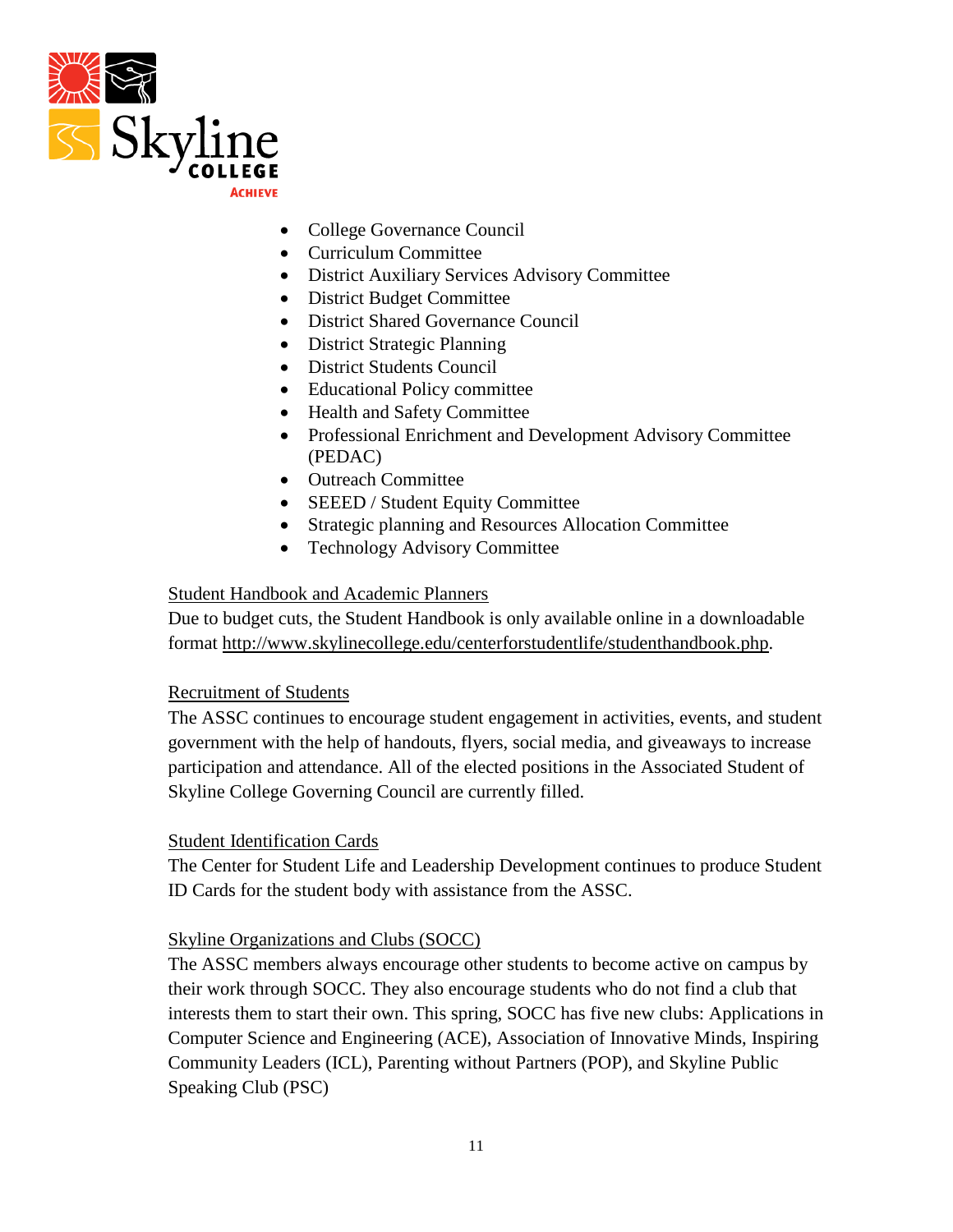- College Governance Council
- Curriculum Committee
- District Auxiliary Services Advisory Committee
- District Budget Committee
- District Shared Governance Council
- District Strategic Planning
- District Students Council
- Educational Policy committee
- Health and Safety Committee
- Professional Enrichment and Development Advisory Committee (PEDAC)
- Outreach Committee
- SEEED / Student Equity Committee
- Strategic planning and Resources Allocation Committee
- Technology Advisory Committee

Student Handbook and Academic Planners

Due to budget cuts, the Student Handbook is only available online in a downloadable format http://www.skylinecollege.edu/centerforstudentlife/studenthandbook.php.

Recruitment of Students

The ASSC continues to encourage student engagement in activities, events, and student government with the help of handouts, flyers, social media, and giveaways to increase participation and attendance. All of the elected positions in the Associated Student of Skyline College Governing Council are currently filled.

Student Identification Cards

The Center for Student Life and Leadership Development continues to produce Student ID Cards for the student body with assistance from the ASSC.

Skyline Organizations and Clubs (SOCC)

The ASSC members always encourage other students to become active on campus by their work through SOCC. They also encourage students who do not find a club that interests them to start their own. This spring, SOCC has five new clubs: Applications in Computer Science and Engineering (ACE), Association of Innovative Minds, Inspiring Community Leaders (ICL), Parenting without Partners (POP), and Skyline Public Speaking Club (PSC)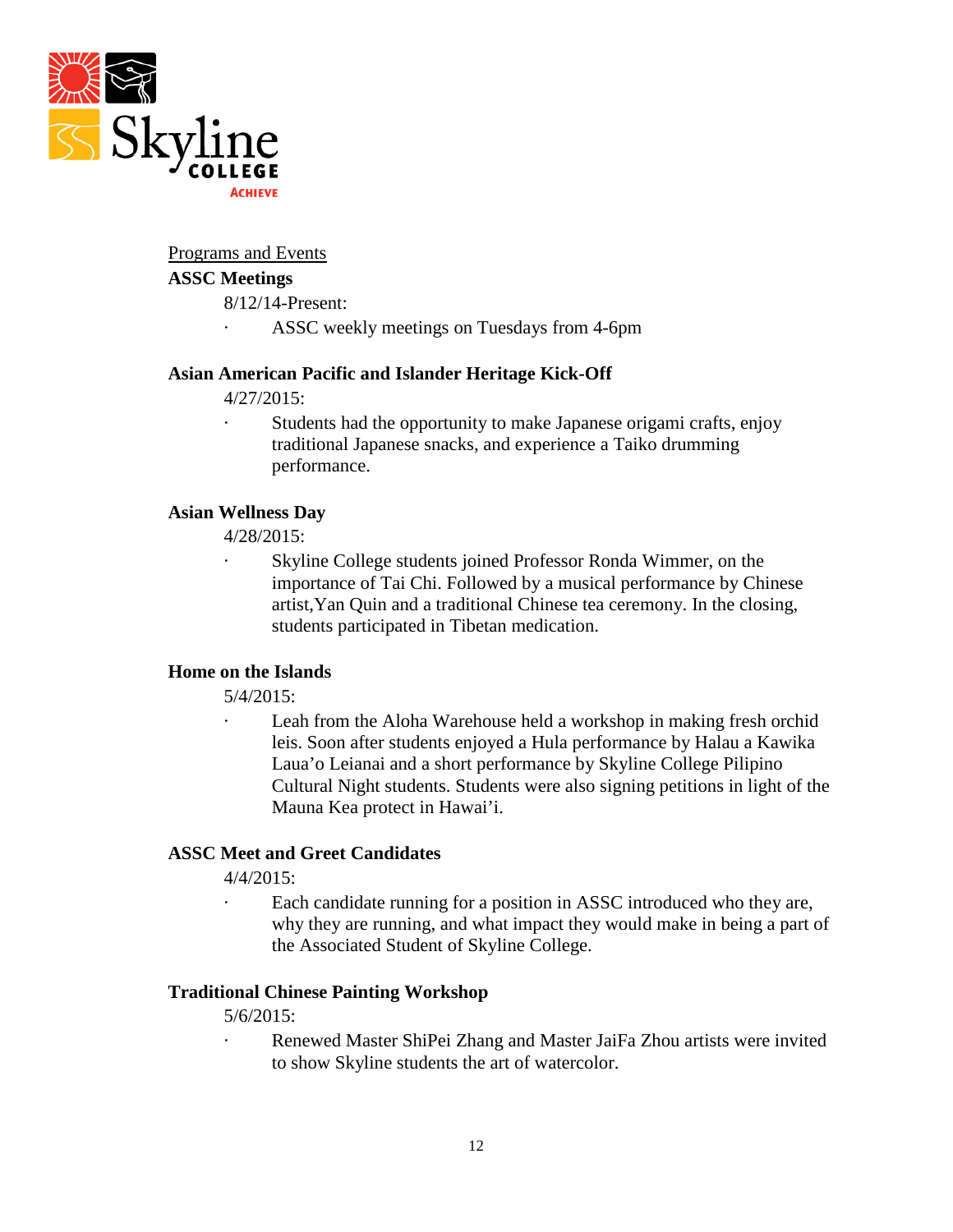Programs and Events

**ASSC Meetings**

8/12/14-Present:

- ASSC weekly meetings on Tuesdays from 4-6pm

**Asian American Pacific and Islander Heritage Kick-Off**

4/27/2015:

- Students had the opportunity to make Japanese origami crafts, enjoy traditional Japanese snacks, and experience a Taiko drumming performance.

**Asian Wellness Day**

4/28/2015:

- Skyline College students joined Professor Ronda Wimmer, on the importance of Tai Chi. Followed by a musical performance by Chinese artist,Yan Quin and a traditional Chinese tea ceremony. In the closing, students participated in Tibetan medication.

**Home on the Islands**

5/4/2015:

- Leah from the Aloha Warehouse held a workshop in making fresh orchid leis. Soon after students enjoyed a Hula performance by Halau a Kawika Laua'o Leianai and a short performance by Skyline College Pilipino Cultural Night students. Students were also signing petitions in light of the Mauna Kea protect in Hawai'i.

**ASSC Meet and Greet Candidates**

4/4/2015:

- Each candidate running for a position in ASSC introduced who they are, why they are running, and what impact they would make in being a part of the Associated Student of Skyline College.

**Traditional Chinese Painting Workshop**

5/6/2015:

- Renewed Master ShiPei Zhang and Master JaiFa Zhou artists were invited to show Skyline students the art of watercolor.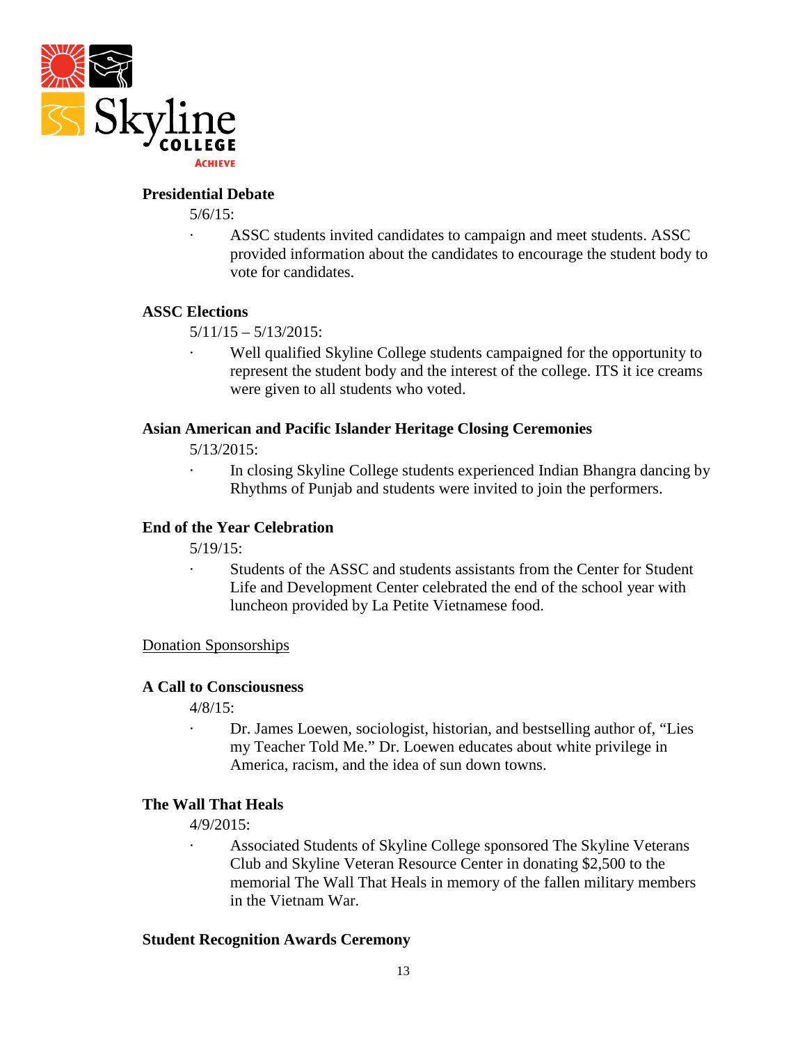**Presidential Debate**

5/6/15:

- ASSC students invited candidates to campaign and meet students. ASSC provided information about the candidates to encourage the student body to vote for candidates.

**ASSC Elections**

5/11/15 – 5/13/2015:

- Well qualified Skyline College students campaigned for the opportunity to represent the student body and the interest of the college. ITS it ice creams were given to all students who voted.

**Asian American and Pacific Islander Heritage Closing Ceremonies**

5/13/2015:

- In closing Skyline College students experienced Indian Bhangra dancing by Rhythms of Punjab and students were invited to join the performers.

**End of the Year Celebration**

5/19/15:

- Students of the ASSC and students assistants from the Center for Student Life and Development Center celebrated the end of the school year with luncheon provided by La Petite Vietnamese food.

<u>Donation Sponsorships</u>

**A Call to Consciousness**

4/8/15:

- Dr. James Loewen, sociologist, historian, and bestselling author of, "Lies my Teacher Told Me." Dr. Loewen educates about white privilege in America, racism, and the idea of sun down towns.

**The Wall That Heals**

4/9/2015:

- Associated Students of Skyline College sponsored The Skyline Veterans Club and Skyline Veteran Resource Center in donating $2,500 to the memorial The Wall That Heals in memory of the fallen military members in the Vietnam War.

**Student Recognition Awards Ceremony**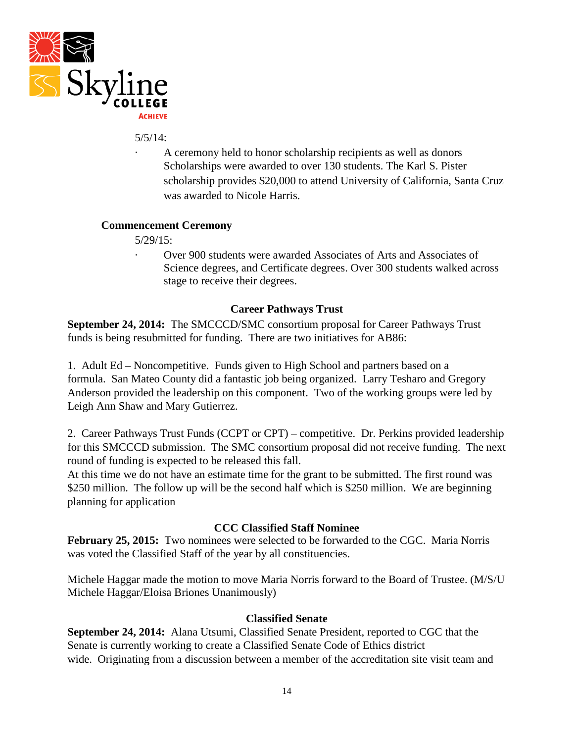5/5/14:

- A ceremony held to honor scholarship recipients as well as donors Scholarships were awarded to over 130 students. The Karl S. Pister scholarship provides $20,000 to attend University of California, Santa Cruz was awarded to Nicole Harris.

**Commencement Ceremony**

5/29/15:

- Over 900 students were awarded Associates of Arts and Associates of Science degrees, and Certificate degrees. Over 300 students walked across stage to receive their degrees.

### Career Pathways Trust

**September 24, 2014:** The SMCCCD/SMC consortium proposal for Career Pathways Trust funds is being resubmitted for funding. There are two initiatives for AB86:

1. Adult Ed – Noncompetitive. Funds given to High School and partners based on a formula. San Mateo County did a fantastic job being organized. Larry Tesharo and Gregory Anderson provided the leadership on this component. Two of the working groups were led by Leigh Ann Shaw and Mary Gutierrez.

2. Career Pathways Trust Funds (CCPT or CPT) – competitive. Dr. Perkins provided leadership for this SMCCCD submission. The SMC consortium proposal did not receive funding. The next round of funding is expected to be released this fall.
At this time we do not have an estimate time for the grant to be submitted. The first round was $250 million. The follow up will be the second half which is $250 million. We are beginning planning for application

### CCC Classified Staff Nominee

**February 25, 2015:** Two nominees were selected to be forwarded to the CGC. Maria Norris was voted the Classified Staff of the year by all constituencies.

Michele Haggar made the motion to move Maria Norris forward to the Board of Trustee. (M/S/U Michele Haggar/Eloisa Briones Unanimously)

### Classified Senate

**September 24, 2014:** Alana Utsumi, Classified Senate President, reported to CGC that the Senate is currently working to create a Classified Senate Code of Ethics district wide. Originating from a discussion between a member of the accreditation site visit team and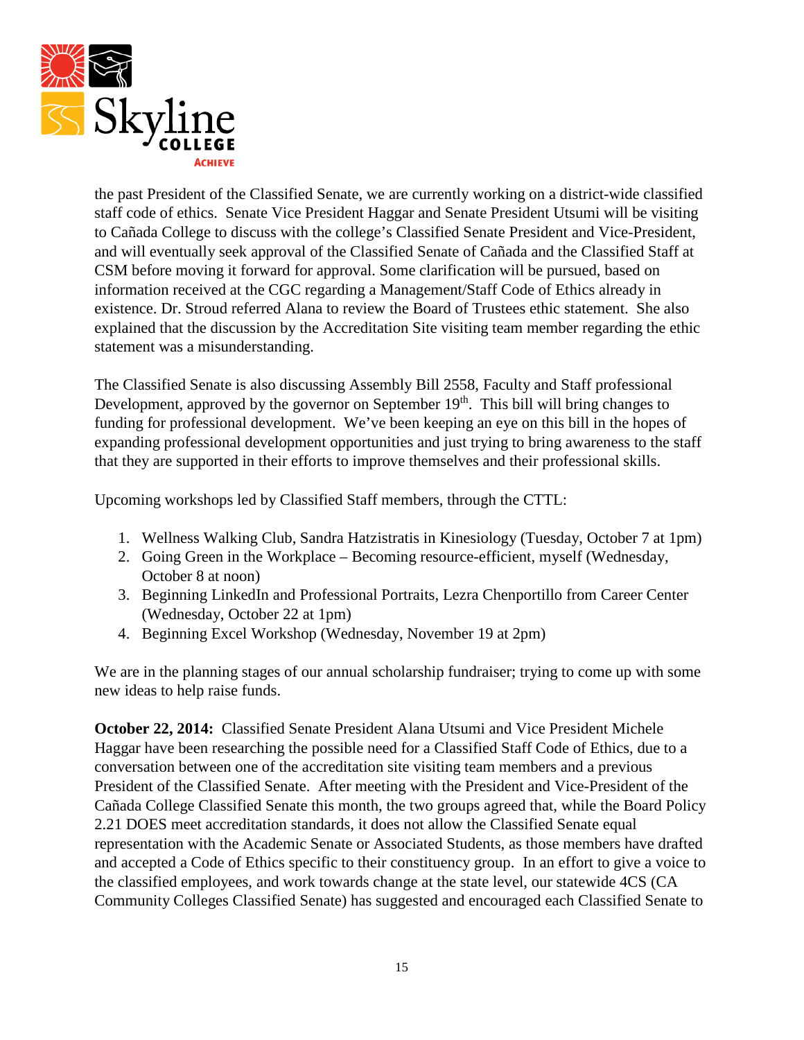the past President of the Classified Senate, we are currently working on a district-wide classified staff code of ethics. Senate Vice President Haggar and Senate President Utsumi will be visiting to Cañada College to discuss with the college's Classified Senate President and Vice-President, and will eventually seek approval of the Classified Senate of Cañada and the Classified Staff at CSM before moving it forward for approval. Some clarification will be pursued, based on information received at the CGC regarding a Management/Staff Code of Ethics already in existence. Dr. Stroud referred Alana to review the Board of Trustees ethic statement. She also explained that the discussion by the Accreditation Site visiting team member regarding the ethic statement was a misunderstanding.

The Classified Senate is also discussing Assembly Bill 2558, Faculty and Staff professional Development, approved by the governor on September 19th. This bill will bring changes to funding for professional development. We've been keeping an eye on this bill in the hopes of expanding professional development opportunities and just trying to bring awareness to the staff that they are supported in their efforts to improve themselves and their professional skills.

Upcoming workshops led by Classified Staff members, through the CTTL:

1. Wellness Walking Club, Sandra Hatzistratis in Kinesiology (Tuesday, October 7 at 1pm)
2. Going Green in the Workplace – Becoming resource-efficient, myself (Wednesday, October 8 at noon)
3. Beginning LinkedIn and Professional Portraits, Lezra Chenportillo from Career Center (Wednesday, October 22 at 1pm)
4. Beginning Excel Workshop (Wednesday, November 19 at 2pm)

We are in the planning stages of our annual scholarship fundraiser; trying to come up with some new ideas to help raise funds.

**October 22, 2014:** Classified Senate President Alana Utsumi and Vice President Michele Haggar have been researching the possible need for a Classified Staff Code of Ethics, due to a conversation between one of the accreditation site visiting team members and a previous President of the Classified Senate. After meeting with the President and Vice-President of the Cañada College Classified Senate this month, the two groups agreed that, while the Board Policy 2.21 DOES meet accreditation standards, it does not allow the Classified Senate equal representation with the Academic Senate or Associated Students, as those members have drafted and accepted a Code of Ethics specific to their constituency group. In an effort to give a voice to the classified employees, and work towards change at the state level, our statewide 4CS (CA Community Colleges Classified Senate) has suggested and encouraged each Classified Senate to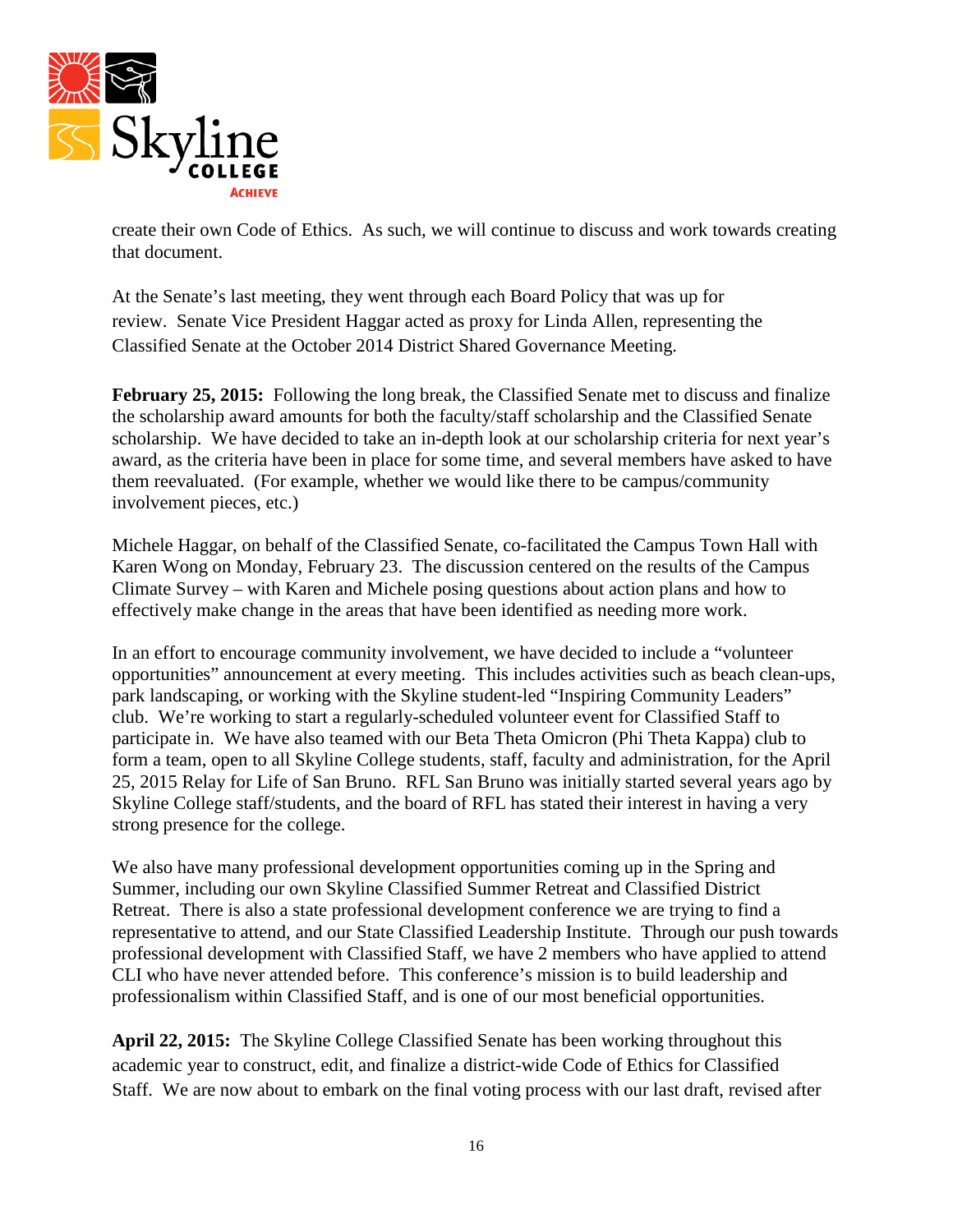create their own Code of Ethics. As such, we will continue to discuss and work towards creating that document.

At the Senate's last meeting, they went through each Board Policy that was up for review. Senate Vice President Haggar acted as proxy for Linda Allen, representing the Classified Senate at the October 2014 District Shared Governance Meeting.

**February 25, 2015:** Following the long break, the Classified Senate met to discuss and finalize the scholarship award amounts for both the faculty/staff scholarship and the Classified Senate scholarship. We have decided to take an in-depth look at our scholarship criteria for next year's award, as the criteria have been in place for some time, and several members have asked to have them reevaluated. (For example, whether we would like there to be campus/community involvement pieces, etc.)

Michele Haggar, on behalf of the Classified Senate, co-facilitated the Campus Town Hall with Karen Wong on Monday, February 23. The discussion centered on the results of the Campus Climate Survey – with Karen and Michele posing questions about action plans and how to effectively make change in the areas that have been identified as needing more work.

In an effort to encourage community involvement, we have decided to include a "volunteer opportunities" announcement at every meeting. This includes activities such as beach clean-ups, park landscaping, or working with the Skyline student-led "Inspiring Community Leaders" club. We're working to start a regularly-scheduled volunteer event for Classified Staff to participate in. We have also teamed with our Beta Theta Omicron (Phi Theta Kappa) club to form a team, open to all Skyline College students, staff, faculty and administration, for the April 25, 2015 Relay for Life of San Bruno. RFL San Bruno was initially started several years ago by Skyline College staff/students, and the board of RFL has stated their interest in having a very strong presence for the college.

We also have many professional development opportunities coming up in the Spring and Summer, including our own Skyline Classified Summer Retreat and Classified District Retreat. There is also a state professional development conference we are trying to find a representative to attend, and our State Classified Leadership Institute. Through our push towards professional development with Classified Staff, we have 2 members who have applied to attend CLI who have never attended before. This conference's mission is to build leadership and professionalism within Classified Staff, and is one of our most beneficial opportunities.

**April 22, 2015:** The Skyline College Classified Senate has been working throughout this academic year to construct, edit, and finalize a district-wide Code of Ethics for Classified Staff. We are now about to embark on the final voting process with our last draft, revised after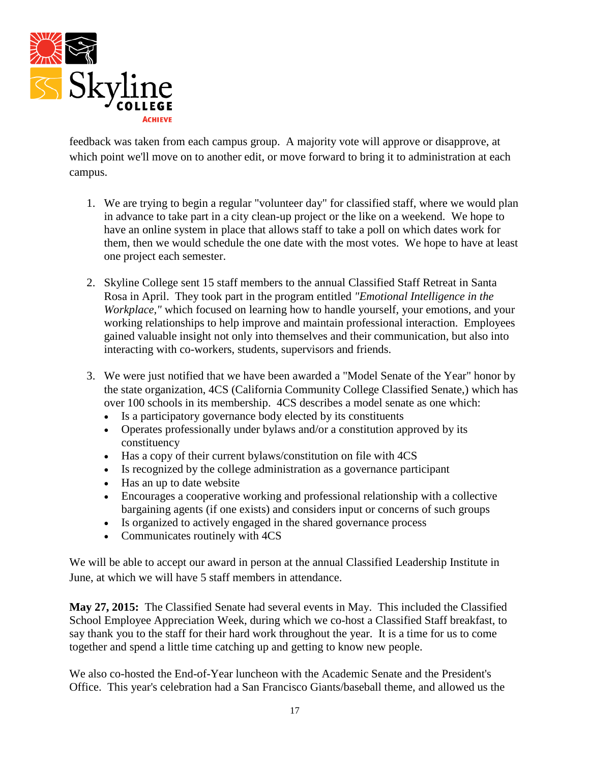feedback was taken from each campus group. A majority vote will approve or disapprove, at which point we'll move on to another edit, or move forward to bring it to administration at each campus.

1. We are trying to begin a regular "volunteer day" for classified staff, where we would plan in advance to take part in a city clean-up project or the like on a weekend. We hope to have an online system in place that allows staff to take a poll on which dates work for them, then we would schedule the one date with the most votes. We hope to have at least one project each semester.

2. Skyline College sent 15 staff members to the annual Classified Staff Retreat in Santa Rosa in April. They took part in the program entitled *"Emotional Intelligence in the Workplace,"* which focused on learning how to handle yourself, your emotions, and your working relationships to help improve and maintain professional interaction. Employees gained valuable insight not only into themselves and their communication, but also into interacting with co-workers, students, supervisors and friends.

3. We were just notified that we have been awarded a "Model Senate of the Year" honor by the state organization, 4CS (California Community College Classified Senate,) which has over 100 schools in its membership. 4CS describes a model senate as one which:
   - Is a participatory governance body elected by its constituents
   - Operates professionally under bylaws and/or a constitution approved by its constituency
   - Has a copy of their current bylaws/constitution on file with 4CS
   - Is recognized by the college administration as a governance participant
   - Has an up to date website
   - Encourages a cooperative working and professional relationship with a collective bargaining agents (if one exists) and considers input or concerns of such groups
   - Is organized to actively engaged in the shared governance process
   - Communicates routinely with 4CS

We will be able to accept our award in person at the annual Classified Leadership Institute in June, at which we will have 5 staff members in attendance.

**May 27, 2015:** The Classified Senate had several events in May. This included the Classified School Employee Appreciation Week, during which we co-host a Classified Staff breakfast, to say thank you to the staff for their hard work throughout the year. It is a time for us to come together and spend a little time catching up and getting to know new people.

We also co-hosted the End-of-Year luncheon with the Academic Senate and the President's Office. This year's celebration had a San Francisco Giants/baseball theme, and allowed us the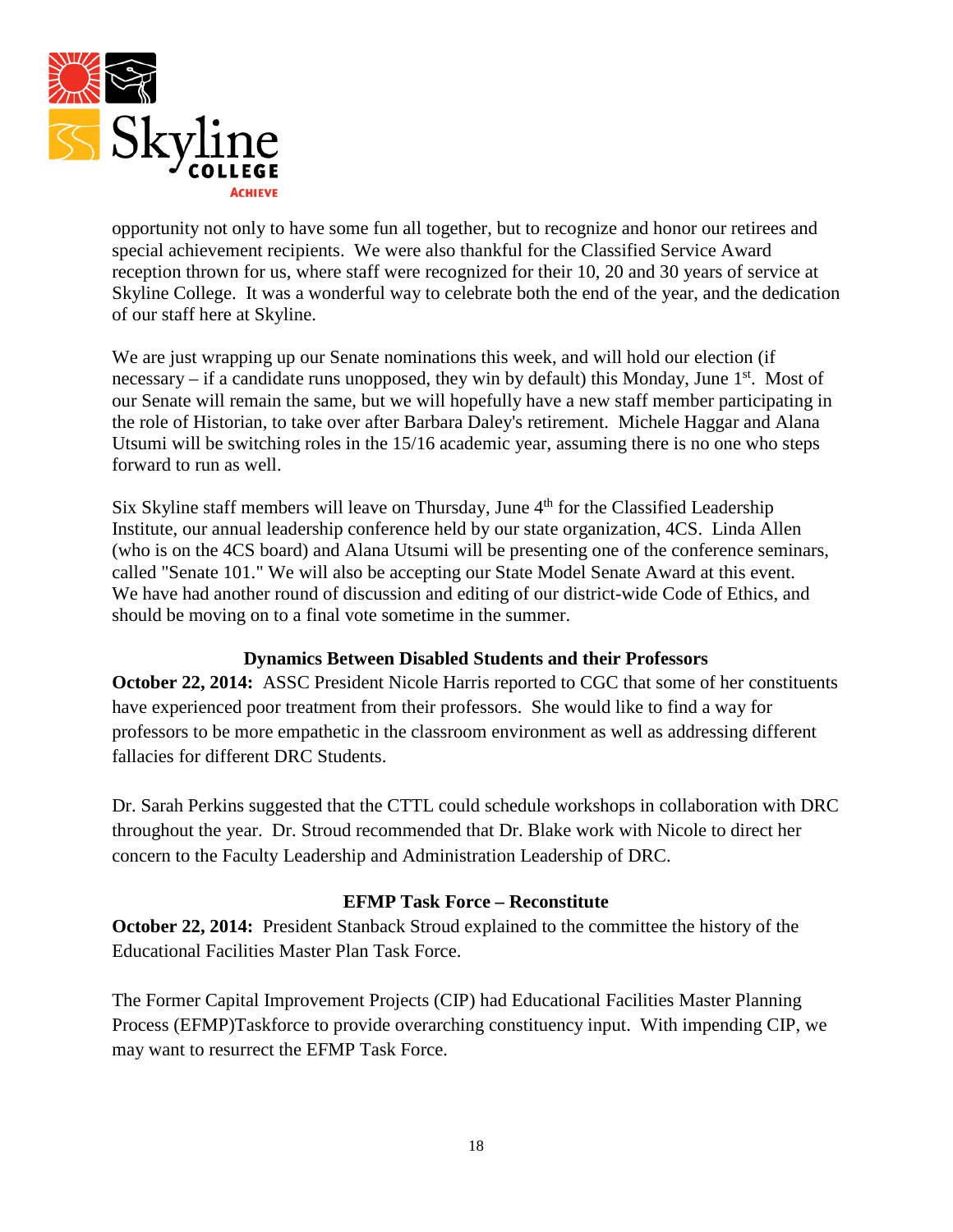opportunity not only to have some fun all together, but to recognize and honor our retirees and special achievement recipients. We were also thankful for the Classified Service Award reception thrown for us, where staff were recognized for their 10, 20 and 30 years of service at Skyline College. It was a wonderful way to celebrate both the end of the year, and the dedication of our staff here at Skyline.

We are just wrapping up our Senate nominations this week, and will hold our election (if necessary – if a candidate runs unopposed, they win by default) this Monday, June 1st. Most of our Senate will remain the same, but we will hopefully have a new staff member participating in the role of Historian, to take over after Barbara Daley's retirement. Michele Haggar and Alana Utsumi will be switching roles in the 15/16 academic year, assuming there is no one who steps forward to run as well.

Six Skyline staff members will leave on Thursday, June 4th for the Classified Leadership Institute, our annual leadership conference held by our state organization, 4CS. Linda Allen (who is on the 4CS board) and Alana Utsumi will be presenting one of the conference seminars, called "Senate 101." We will also be accepting our State Model Senate Award at this event. We have had another round of discussion and editing of our district-wide Code of Ethics, and should be moving on to a final vote sometime in the summer.

### Dynamics Between Disabled Students and their Professors

**October 22, 2014:** ASSC President Nicole Harris reported to CGC that some of her constituents have experienced poor treatment from their professors. She would like to find a way for professors to be more empathetic in the classroom environment as well as addressing different fallacies for different DRC Students.

Dr. Sarah Perkins suggested that the CTTL could schedule workshops in collaboration with DRC throughout the year. Dr. Stroud recommended that Dr. Blake work with Nicole to direct her concern to the Faculty Leadership and Administration Leadership of DRC.

### EFMP Task Force – Reconstitute

**October 22, 2014:** President Stanback Stroud explained to the committee the history of the Educational Facilities Master Plan Task Force.

The Former Capital Improvement Projects (CIP) had Educational Facilities Master Planning Process (EFMP)Taskforce to provide overarching constituency input. With impending CIP, we may want to resurrect the EFMP Task Force.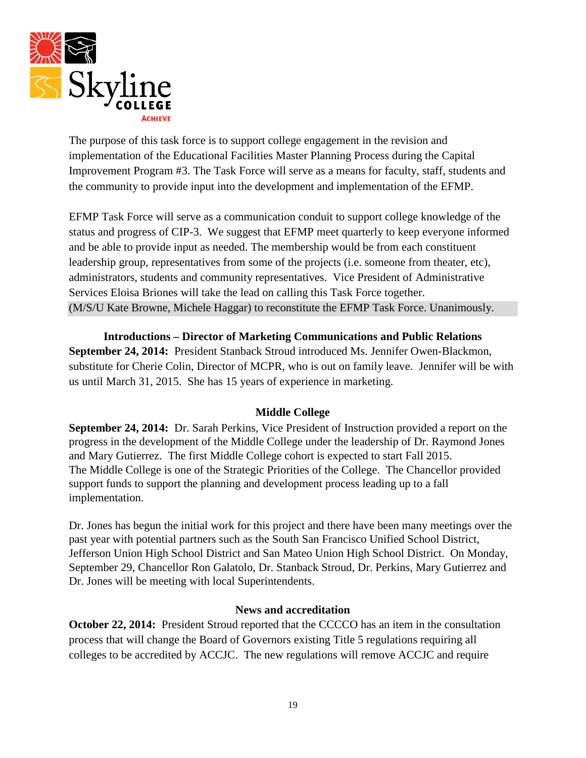The purpose of this task force is to support college engagement in the revision and implementation of the Educational Facilities Master Planning Process during the Capital Improvement Program #3. The Task Force will serve as a means for faculty, staff, students and the community to provide input into the development and implementation of the EFMP.

EFMP Task Force will serve as a communication conduit to support college knowledge of the status and progress of CIP-3. We suggest that EFMP meet quarterly to keep everyone informed and be able to provide input as needed. The membership would be from each constituent leadership group, representatives from some of the projects (i.e. someone from theater, etc), administrators, students and community representatives. Vice President of Administrative Services Eloisa Briones will take the lead on calling this Task Force together.
(M/S/U Kate Browne, Michele Haggar) to reconstitute the EFMP Task Force. Unanimously.

### Introductions – Director of Marketing Communications and Public Relations

**September 24, 2014:** President Stanback Stroud introduced Ms. Jennifer Owen-Blackmon, substitute for Cherie Colin, Director of MCPR, who is out on family leave. Jennifer will be with us until March 31, 2015. She has 15 years of experience in marketing.

### Middle College

**September 24, 2014:** Dr. Sarah Perkins, Vice President of Instruction provided a report on the progress in the development of the Middle College under the leadership of Dr. Raymond Jones and Mary Gutierrez. The first Middle College cohort is expected to start Fall 2015. The Middle College is one of the Strategic Priorities of the College. The Chancellor provided support funds to support the planning and development process leading up to a fall implementation.

Dr. Jones has begun the initial work for this project and there have been many meetings over the past year with potential partners such as the South San Francisco Unified School District, Jefferson Union High School District and San Mateo Union High School District. On Monday, September 29, Chancellor Ron Galatolo, Dr. Stanback Stroud, Dr. Perkins, Mary Gutierrez and Dr. Jones will be meeting with local Superintendents.

### News and accreditation

**October 22, 2014:** President Stroud reported that the CCCCO has an item in the consultation process that will change the Board of Governors existing Title 5 regulations requiring all colleges to be accredited by ACCJC. The new regulations will remove ACCJC and require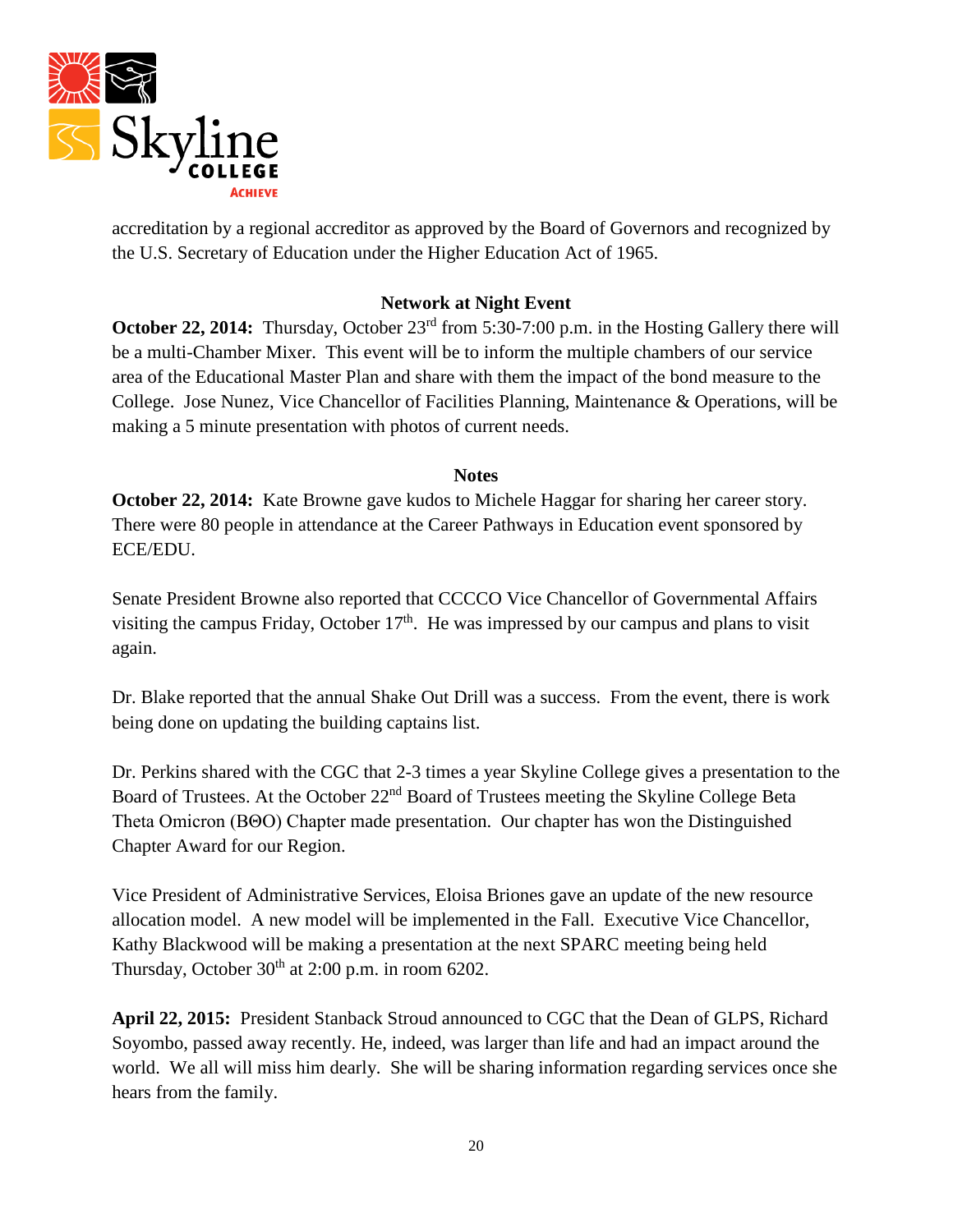accreditation by a regional accreditor as approved by the Board of Governors and recognized by the U.S. Secretary of Education under the Higher Education Act of 1965.

### Network at Night Event

**October 22, 2014:** Thursday, October 23rd from 5:30-7:00 p.m. in the Hosting Gallery there will be a multi-Chamber Mixer. This event will be to inform the multiple chambers of our service area of the Educational Master Plan and share with them the impact of the bond measure to the College. Jose Nunez, Vice Chancellor of Facilities Planning, Maintenance & Operations, will be making a 5 minute presentation with photos of current needs.

### Notes

**October 22, 2014:** Kate Browne gave kudos to Michele Haggar for sharing her career story. There were 80 people in attendance at the Career Pathways in Education event sponsored by ECE/EDU.

Senate President Browne also reported that CCCCO Vice Chancellor of Governmental Affairs visiting the campus Friday, October 17th. He was impressed by our campus and plans to visit again.

Dr. Blake reported that the annual Shake Out Drill was a success. From the event, there is work being done on updating the building captains list.

Dr. Perkins shared with the CGC that 2-3 times a year Skyline College gives a presentation to the Board of Trustees. At the October 22nd Board of Trustees meeting the Skyline College Beta Theta Omicron (BΘO) Chapter made presentation. Our chapter has won the Distinguished Chapter Award for our Region.

Vice President of Administrative Services, Eloisa Briones gave an update of the new resource allocation model. A new model will be implemented in the Fall. Executive Vice Chancellor, Kathy Blackwood will be making a presentation at the next SPARC meeting being held Thursday, October 30th at 2:00 p.m. in room 6202.

**April 22, 2015:** President Stanback Stroud announced to CGC that the Dean of GLPS, Richard Soyombo, passed away recently. He, indeed, was larger than life and had an impact around the world. We all will miss him dearly. She will be sharing information regarding services once she hears from the family.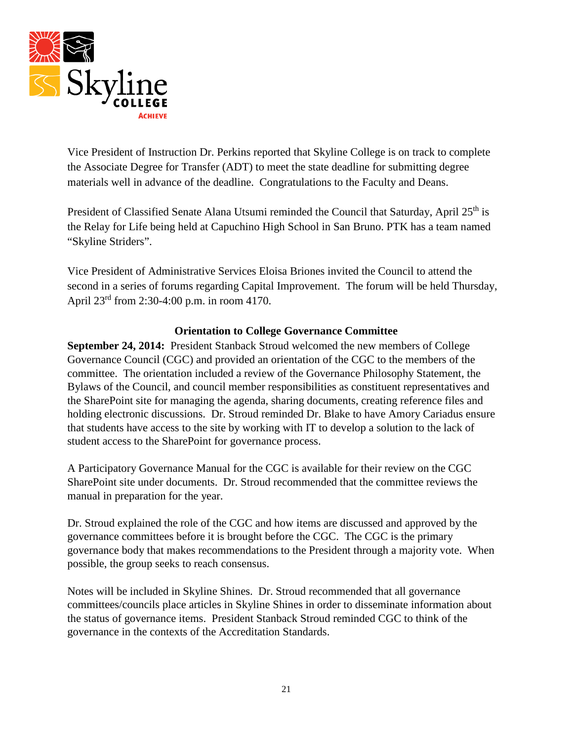Vice President of Instruction Dr. Perkins reported that Skyline College is on track to complete the Associate Degree for Transfer (ADT) to meet the state deadline for submitting degree materials well in advance of the deadline. Congratulations to the Faculty and Deans.

President of Classified Senate Alana Utsumi reminded the Council that Saturday, April 25th is the Relay for Life being held at Capuchino High School in San Bruno. PTK has a team named "Skyline Striders".

Vice President of Administrative Services Eloisa Briones invited the Council to attend the second in a series of forums regarding Capital Improvement. The forum will be held Thursday, April 23rd from 2:30-4:00 p.m. in room 4170.

### Orientation to College Governance Committee

**September 24, 2014:** President Stanback Stroud welcomed the new members of College Governance Council (CGC) and provided an orientation of the CGC to the members of the committee. The orientation included a review of the Governance Philosophy Statement, the Bylaws of the Council, and council member responsibilities as constituent representatives and the SharePoint site for managing the agenda, sharing documents, creating reference files and holding electronic discussions. Dr. Stroud reminded Dr. Blake to have Amory Cariadus ensure that students have access to the site by working with IT to develop a solution to the lack of student access to the SharePoint for governance process.

A Participatory Governance Manual for the CGC is available for their review on the CGC SharePoint site under documents. Dr. Stroud recommended that the committee reviews the manual in preparation for the year.

Dr. Stroud explained the role of the CGC and how items are discussed and approved by the governance committees before it is brought before the CGC. The CGC is the primary governance body that makes recommendations to the President through a majority vote. When possible, the group seeks to reach consensus.

Notes will be included in Skyline Shines. Dr. Stroud recommended that all governance committees/councils place articles in Skyline Shines in order to disseminate information about the status of governance items. President Stanback Stroud reminded CGC to think of the governance in the contexts of the Accreditation Standards.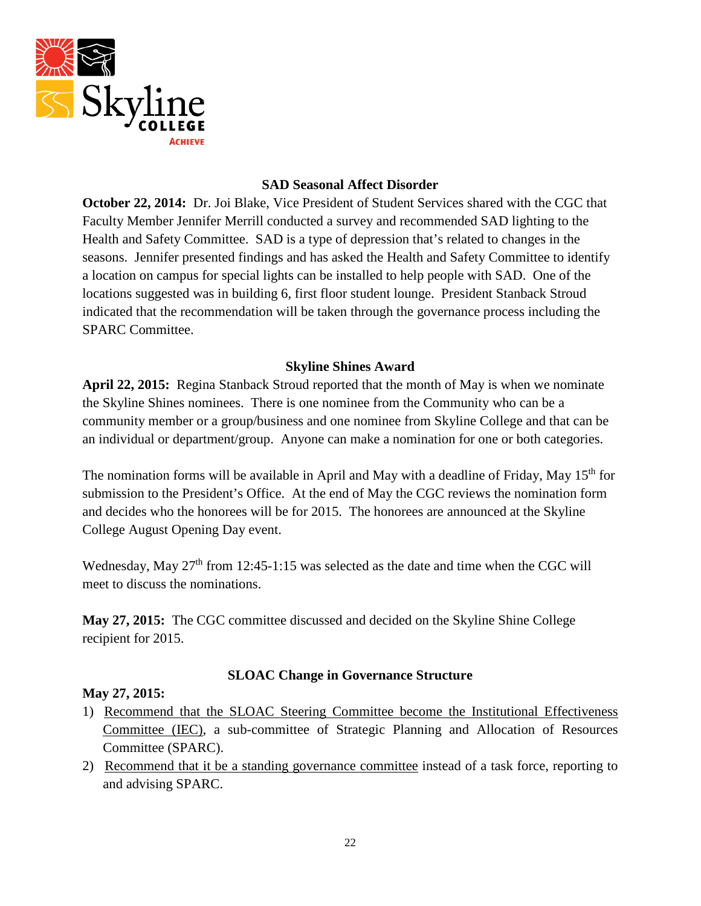## SAD Seasonal Affect Disorder

**October 22, 2014:** Dr. Joi Blake, Vice President of Student Services shared with the CGC that Faculty Member Jennifer Merrill conducted a survey and recommended SAD lighting to the Health and Safety Committee. SAD is a type of depression that's related to changes in the seasons. Jennifer presented findings and has asked the Health and Safety Committee to identify a location on campus for special lights can be installed to help people with SAD. One of the locations suggested was in building 6, first floor student lounge. President Stanback Stroud indicated that the recommendation will be taken through the governance process including the SPARC Committee.

## Skyline Shines Award

**April 22, 2015:** Regina Stanback Stroud reported that the month of May is when we nominate the Skyline Shines nominees. There is one nominee from the Community who can be a community member or a group/business and one nominee from Skyline College and that can be an individual or department/group. Anyone can make a nomination for one or both categories.

The nomination forms will be available in April and May with a deadline of Friday, May 15th for submission to the President's Office. At the end of May the CGC reviews the nomination form and decides who the honorees will be for 2015. The honorees are announced at the Skyline College August Opening Day event.

Wednesday, May 27th from 12:45-1:15 was selected as the date and time when the CGC will meet to discuss the nominations.

**May 27, 2015:** The CGC committee discussed and decided on the Skyline Shine College recipient for 2015.

## SLOAC Change in Governance Structure

**May 27, 2015:**

1) <u>Recommend that the SLOAC Steering Committee become the Institutional Effectiveness Committee (IEC)</u>, a sub-committee of Strategic Planning and Allocation of Resources Committee (SPARC).
2) <u>Recommend that it be a standing governance committee</u> instead of a task force, reporting to and advising SPARC.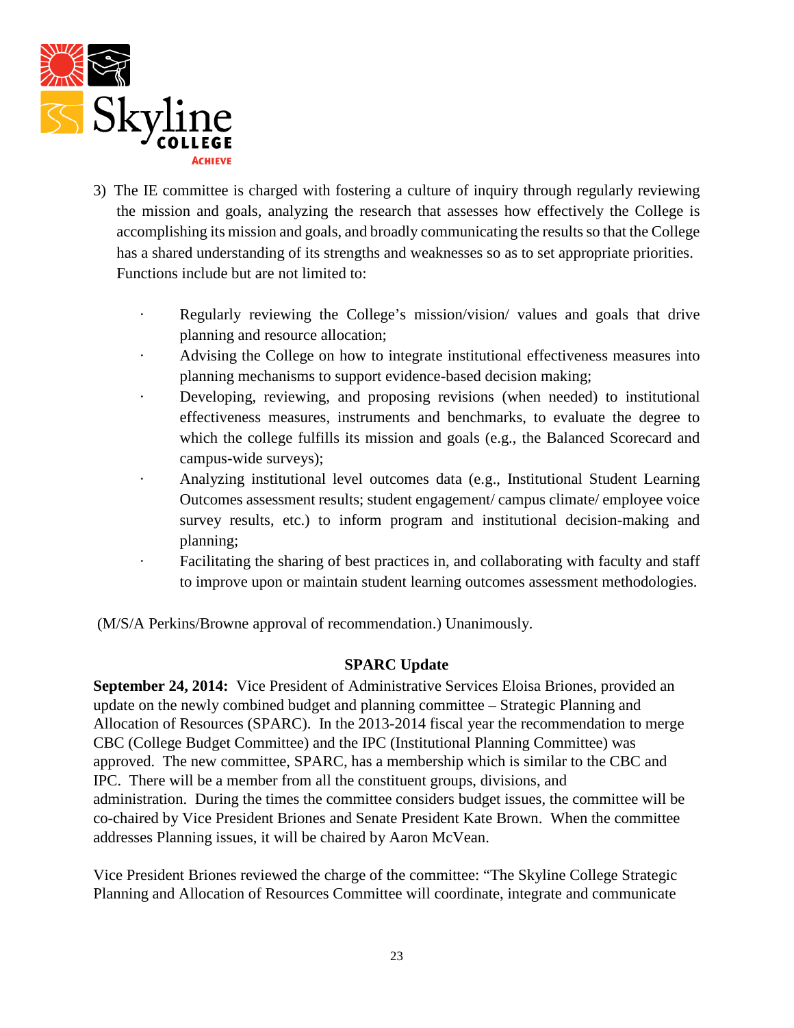3) The IE committee is charged with fostering a culture of inquiry through regularly reviewing the mission and goals, analyzing the research that assesses how effectively the College is accomplishing its mission and goals, and broadly communicating the results so that the College has a shared understanding of its strengths and weaknesses so as to set appropriate priorities. Functions include but are not limited to:

- Regularly reviewing the College's mission/vision/ values and goals that drive planning and resource allocation;
- Advising the College on how to integrate institutional effectiveness measures into planning mechanisms to support evidence-based decision making;
- Developing, reviewing, and proposing revisions (when needed) to institutional effectiveness measures, instruments and benchmarks, to evaluate the degree to which the college fulfills its mission and goals (e.g., the Balanced Scorecard and campus-wide surveys);
- Analyzing institutional level outcomes data (e.g., Institutional Student Learning Outcomes assessment results; student engagement/ campus climate/ employee voice survey results, etc.) to inform program and institutional decision-making and planning;
- Facilitating the sharing of best practices in, and collaborating with faculty and staff to improve upon or maintain student learning outcomes assessment methodologies.

(M/S/A Perkins/Browne approval of recommendation.) Unanimously.

## SPARC Update

**September 24, 2014:** Vice President of Administrative Services Eloisa Briones, provided an update on the newly combined budget and planning committee – Strategic Planning and Allocation of Resources (SPARC). In the 2013-2014 fiscal year the recommendation to merge CBC (College Budget Committee) and the IPC (Institutional Planning Committee) was approved. The new committee, SPARC, has a membership which is similar to the CBC and IPC. There will be a member from all the constituent groups, divisions, and administration. During the times the committee considers budget issues, the committee will be co-chaired by Vice President Briones and Senate President Kate Brown. When the committee addresses Planning issues, it will be chaired by Aaron McVean.

Vice President Briones reviewed the charge of the committee: "The Skyline College Strategic Planning and Allocation of Resources Committee will coordinate, integrate and communicate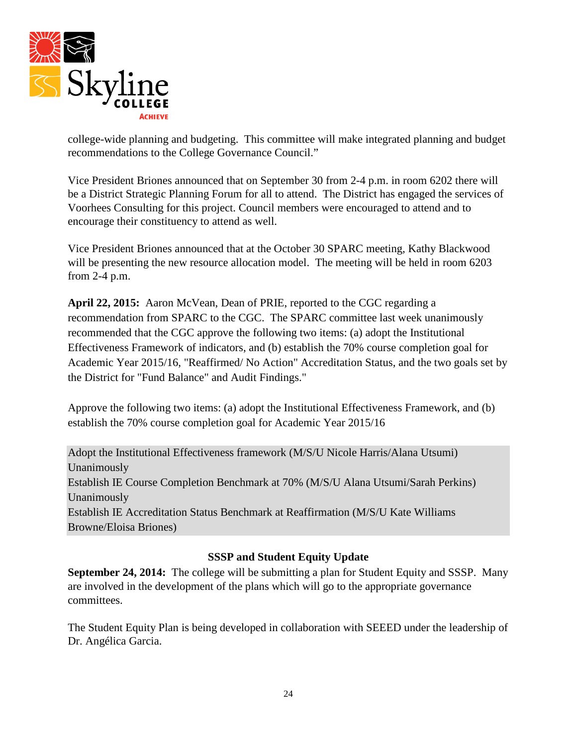college-wide planning and budgeting. This committee will make integrated planning and budget recommendations to the College Governance Council."

Vice President Briones announced that on September 30 from 2-4 p.m. in room 6202 there will be a District Strategic Planning Forum for all to attend. The District has engaged the services of Voorhees Consulting for this project. Council members were encouraged to attend and to encourage their constituency to attend as well.

Vice President Briones announced that at the October 30 SPARC meeting, Kathy Blackwood will be presenting the new resource allocation model. The meeting will be held in room 6203 from 2-4 p.m.

**April 22, 2015:** Aaron McVean, Dean of PRIE, reported to the CGC regarding a recommendation from SPARC to the CGC. The SPARC committee last week unanimously recommended that the CGC approve the following two items: (a) adopt the Institutional Effectiveness Framework of indicators, and (b) establish the 70% course completion goal for Academic Year 2015/16, "Reaffirmed/ No Action" Accreditation Status, and the two goals set by the District for "Fund Balance" and Audit Findings."

Approve the following two items: (a) adopt the Institutional Effectiveness Framework, and (b) establish the 70% course completion goal for Academic Year 2015/16

Adopt the Institutional Effectiveness framework (M/S/U Nicole Harris/Alana Utsumi) Unanimously
Establish IE Course Completion Benchmark at 70% (M/S/U Alana Utsumi/Sarah Perkins) Unanimously
Establish IE Accreditation Status Benchmark at Reaffirmation (M/S/U Kate Williams Browne/Eloisa Briones)

### SSSP and Student Equity Update

**September 24, 2014:** The college will be submitting a plan for Student Equity and SSSP. Many are involved in the development of the plans which will go to the appropriate governance committees.

The Student Equity Plan is being developed in collaboration with SEEED under the leadership of Dr. Angélica Garcia.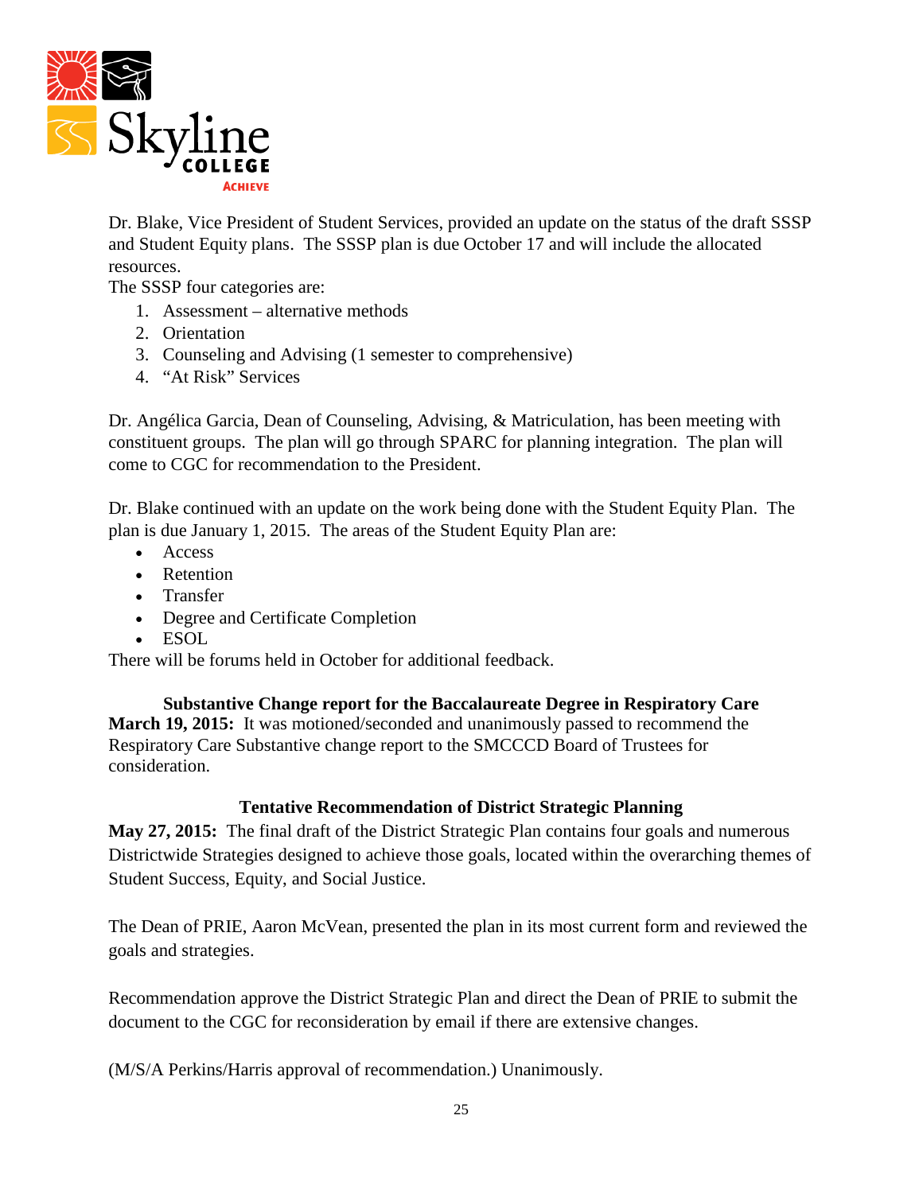Dr. Blake, Vice President of Student Services, provided an update on the status of the draft SSSP and Student Equity plans. The SSSP plan is due October 17 and will include the allocated resources.

The SSSP four categories are:

1. Assessment – alternative methods
2. Orientation
3. Counseling and Advising (1 semester to comprehensive)
4. "At Risk" Services

Dr. Angélica Garcia, Dean of Counseling, Advising, & Matriculation, has been meeting with constituent groups. The plan will go through SPARC for planning integration. The plan will come to CGC for recommendation to the President.

Dr. Blake continued with an update on the work being done with the Student Equity Plan. The plan is due January 1, 2015. The areas of the Student Equity Plan are:

- Access
- Retention
- Transfer
- Degree and Certificate Completion
- ESOL

There will be forums held in October for additional feedback.

**Substantive Change report for the Baccalaureate Degree in Respiratory Care**

**March 19, 2015:** It was motioned/seconded and unanimously passed to recommend the Respiratory Care Substantive change report to the SMCCCD Board of Trustees for consideration.

**Tentative Recommendation of District Strategic Planning**

**May 27, 2015:** The final draft of the District Strategic Plan contains four goals and numerous Districtwide Strategies designed to achieve those goals, located within the overarching themes of Student Success, Equity, and Social Justice.

The Dean of PRIE, Aaron McVean, presented the plan in its most current form and reviewed the goals and strategies.

Recommendation approve the District Strategic Plan and direct the Dean of PRIE to submit the document to the CGC for reconsideration by email if there are extensive changes.

(M/S/A Perkins/Harris approval of recommendation.) Unanimously.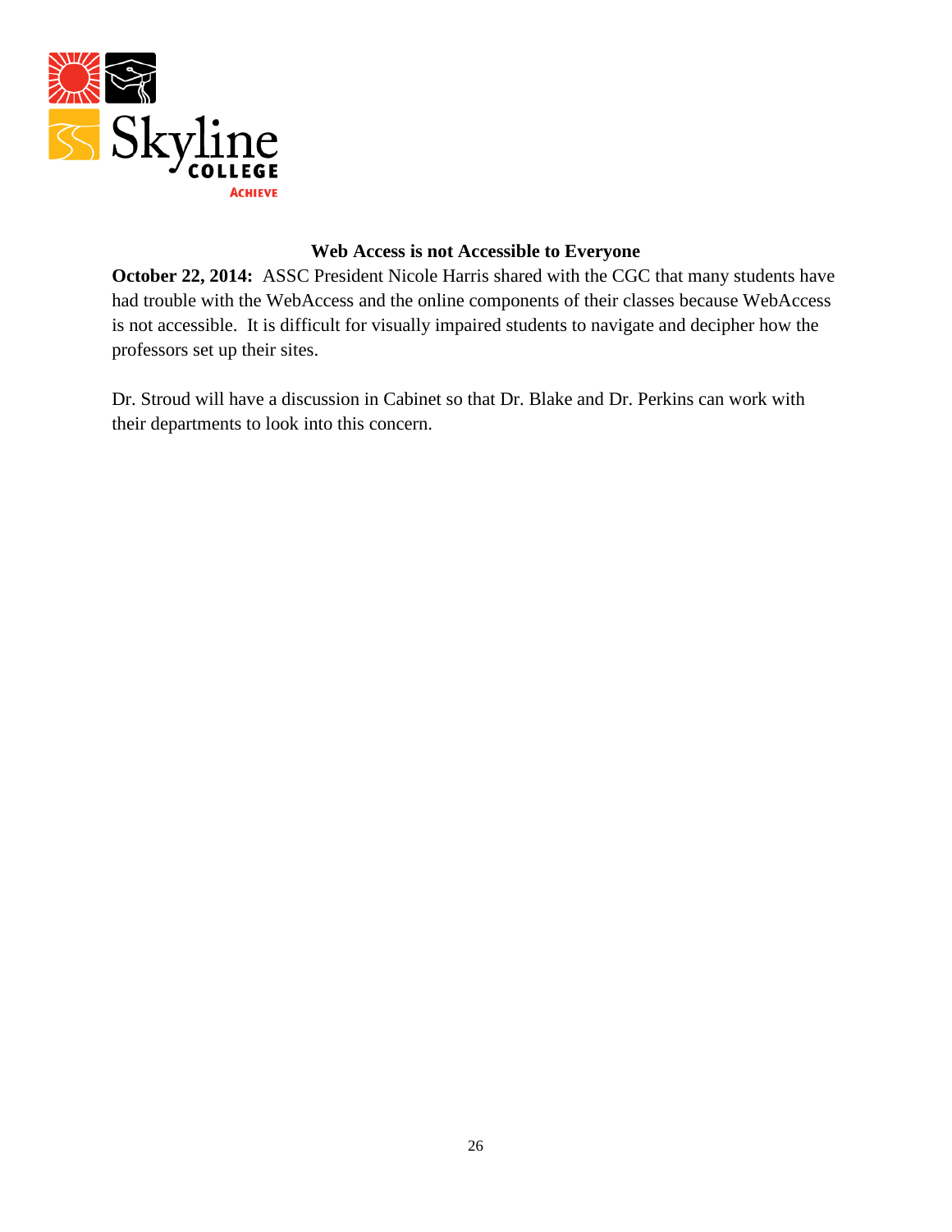### Web Access is not Accessible to Everyone

**October 22, 2014:** ASSC President Nicole Harris shared with the CGC that many students have had trouble with the WebAccess and the online components of their classes because WebAccess is not accessible. It is difficult for visually impaired students to navigate and decipher how the professors set up their sites.

Dr. Stroud will have a discussion in Cabinet so that Dr. Blake and Dr. Perkins can work with their departments to look into this concern.